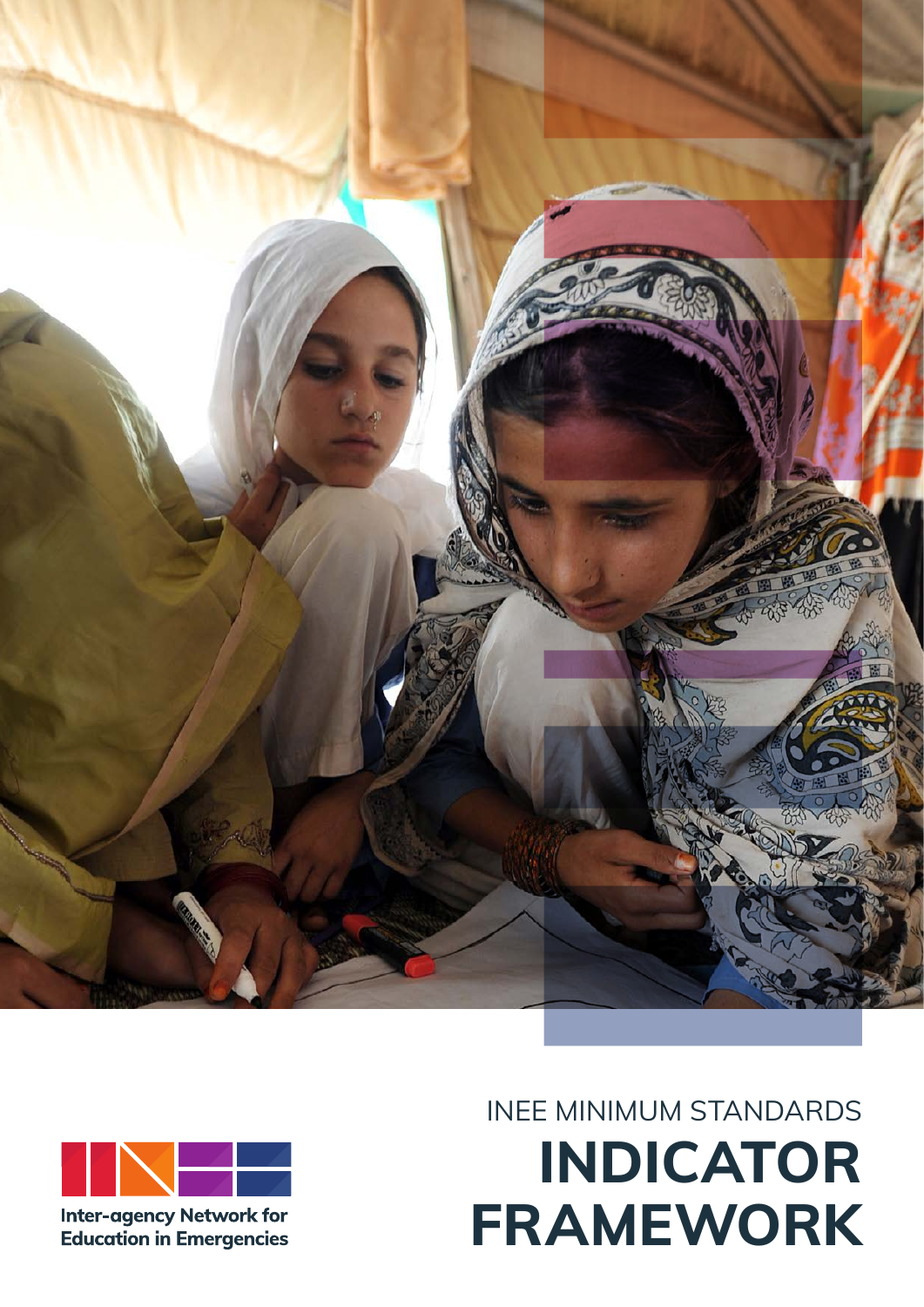Inter-agency Network for Education in Emergencies

INEE MINIMUM STANDARDS

# INDICATOR FRAMEWORK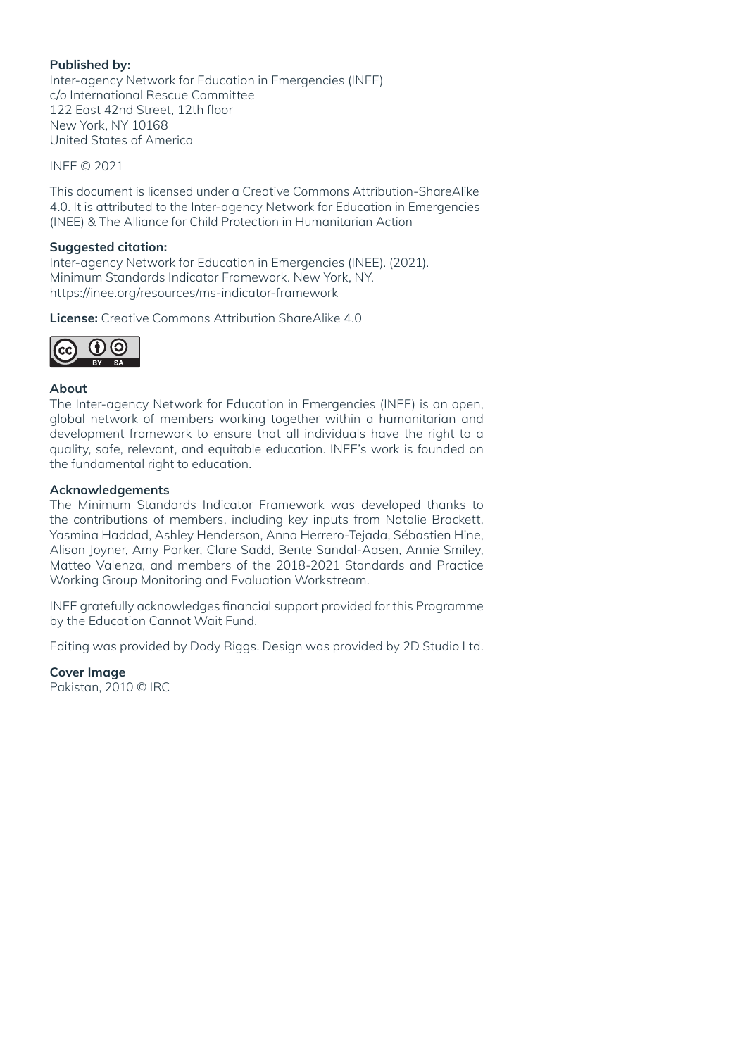**Published by:**
Inter-agency Network for Education in Emergencies (INEE)
c/o International Rescue Committee
122 East 42nd Street, 12th floor
New York, NY 10168
United States of America

INEE © 2021

This document is licensed under a Creative Commons Attribution-ShareAlike 4.0. It is attributed to the Inter-agency Network for Education in Emergencies (INEE) & The Alliance for Child Protection in Humanitarian Action

**Suggested citation:**
Inter-agency Network for Education in Emergencies (INEE). (2021). Minimum Standards Indicator Framework. New York, NY. https://inee.org/resources/ms-indicator-framework

**License:** Creative Commons Attribution ShareAlike 4.0

**About**
The Inter-agency Network for Education in Emergencies (INEE) is an open, global network of members working together within a humanitarian and development framework to ensure that all individuals have the right to a quality, safe, relevant, and equitable education. INEE's work is founded on the fundamental right to education.

**Acknowledgements**
The Minimum Standards Indicator Framework was developed thanks to the contributions of members, including key inputs from Natalie Brackett, Yasmina Haddad, Ashley Henderson, Anna Herrero-Tejada, Sébastien Hine, Alison Joyner, Amy Parker, Clare Sadd, Bente Sandal-Aasen, Annie Smiley, Matteo Valenza, and members of the 2018-2021 Standards and Practice Working Group Monitoring and Evaluation Workstream.

INEE gratefully acknowledges financial support provided for this Programme by the Education Cannot Wait Fund.

Editing was provided by Dody Riggs. Design was provided by 2D Studio Ltd.

**Cover Image**
Pakistan, 2010 © IRC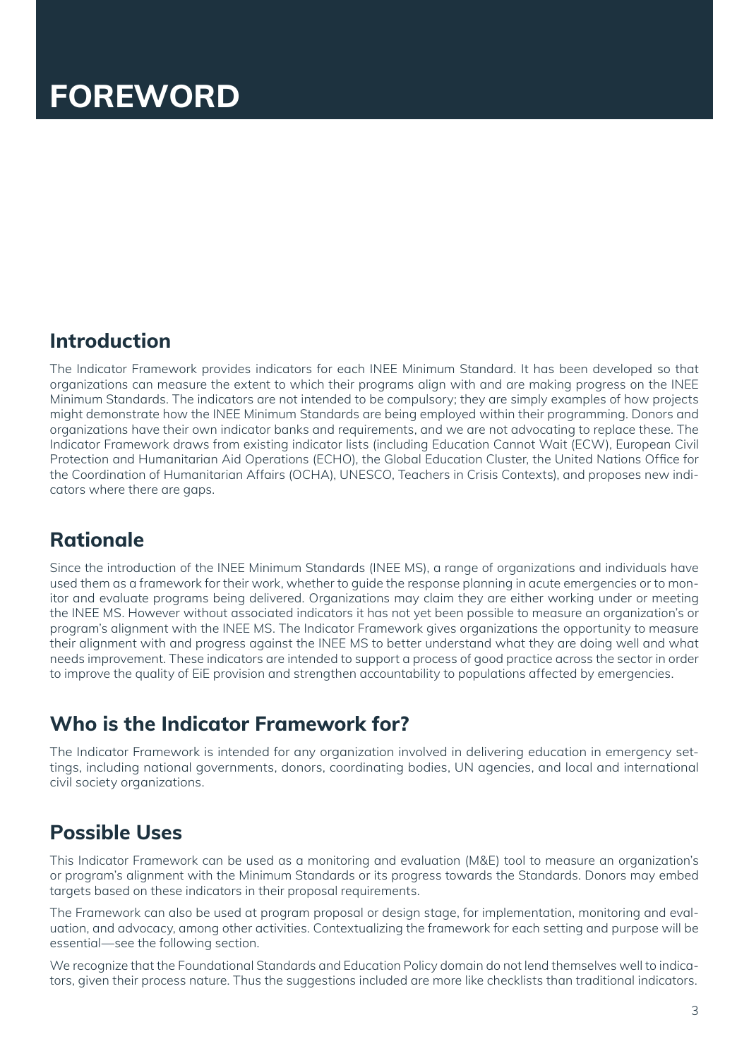# FOREWORD

## Introduction

The Indicator Framework provides indicators for each INEE Minimum Standard. It has been developed so that organizations can measure the extent to which their programs align with and are making progress on the INEE Minimum Standards. The indicators are not intended to be compulsory; they are simply examples of how projects might demonstrate how the INEE Minimum Standards are being employed within their programming. Donors and organizations have their own indicator banks and requirements, and we are not advocating to replace these. The Indicator Framework draws from existing indicator lists (including Education Cannot Wait (ECW), European Civil Protection and Humanitarian Aid Operations (ECHO), the Global Education Cluster, the United Nations Office for the Coordination of Humanitarian Affairs (OCHA), UNESCO, Teachers in Crisis Contexts), and proposes new indicators where there are gaps.

## Rationale

Since the introduction of the INEE Minimum Standards (INEE MS), a range of organizations and individuals have used them as a framework for their work, whether to guide the response planning in acute emergencies or to monitor and evaluate programs being delivered. Organizations may claim they are either working under or meeting the INEE MS. However without associated indicators it has not yet been possible to measure an organization's or program's alignment with the INEE MS. The Indicator Framework gives organizations the opportunity to measure their alignment with and progress against the INEE MS to better understand what they are doing well and what needs improvement. These indicators are intended to support a process of good practice across the sector in order to improve the quality of EiE provision and strengthen accountability to populations affected by emergencies.

## Who is the Indicator Framework for?

The Indicator Framework is intended for any organization involved in delivering education in emergency settings, including national governments, donors, coordinating bodies, UN agencies, and local and international civil society organizations.

## Possible Uses

This Indicator Framework can be used as a monitoring and evaluation (M&E) tool to measure an organization's or program's alignment with the Minimum Standards or its progress towards the Standards. Donors may embed targets based on these indicators in their proposal requirements.

The Framework can also be used at program proposal or design stage, for implementation, monitoring and evaluation, and advocacy, among other activities. Contextualizing the framework for each setting and purpose will be essential—see the following section.

We recognize that the Foundational Standards and Education Policy domain do not lend themselves well to indicators, given their process nature. Thus the suggestions included are more like checklists than traditional indicators.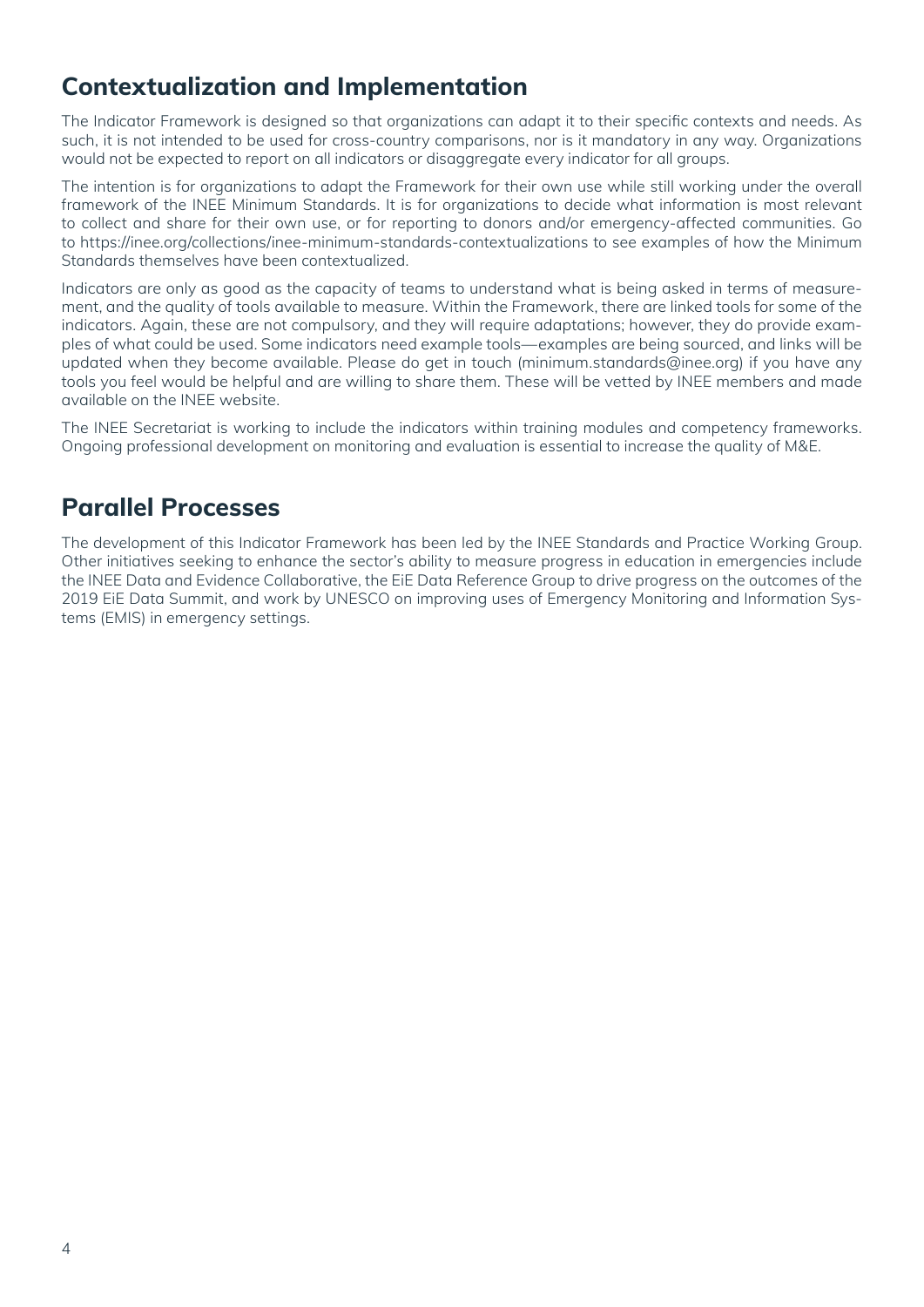## Contextualization and Implementation

The Indicator Framework is designed so that organizations can adapt it to their specific contexts and needs. As such, it is not intended to be used for cross-country comparisons, nor is it mandatory in any way. Organizations would not be expected to report on all indicators or disaggregate every indicator for all groups.

The intention is for organizations to adapt the Framework for their own use while still working under the overall framework of the INEE Minimum Standards. It is for organizations to decide what information is most relevant to collect and share for their own use, or for reporting to donors and/or emergency-affected communities. Go to https://inee.org/collections/inee-minimum-standards-contextualizations to see examples of how the Minimum Standards themselves have been contextualized.

Indicators are only as good as the capacity of teams to understand what is being asked in terms of measurement, and the quality of tools available to measure. Within the Framework, there are linked tools for some of the indicators. Again, these are not compulsory, and they will require adaptations; however, they do provide examples of what could be used. Some indicators need example tools—examples are being sourced, and links will be updated when they become available. Please do get in touch (minimum.standards@inee.org) if you have any tools you feel would be helpful and are willing to share them. These will be vetted by INEE members and made available on the INEE website.

The INEE Secretariat is working to include the indicators within training modules and competency frameworks. Ongoing professional development on monitoring and evaluation is essential to increase the quality of M&E.

## Parallel Processes

The development of this Indicator Framework has been led by the INEE Standards and Practice Working Group. Other initiatives seeking to enhance the sector's ability to measure progress in education in emergencies include the INEE Data and Evidence Collaborative, the EiE Data Reference Group to drive progress on the outcomes of the 2019 EiE Data Summit, and work by UNESCO on improving uses of Emergency Monitoring and Information Systems (EMIS) in emergency settings.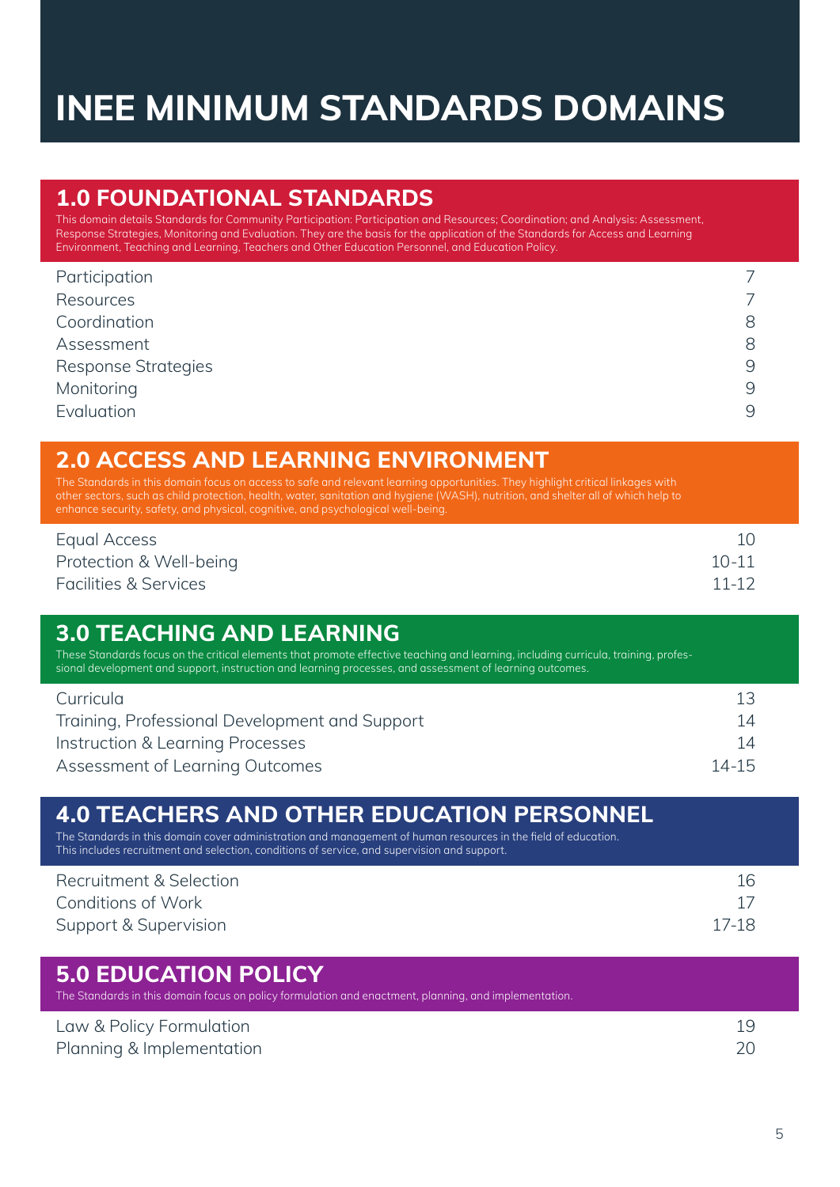# INEE MINIMUM STANDARDS DOMAINS

## 1.0 FOUNDATIONAL STANDARDS

This domain details Standards for Community Participation: Participation and Resources; Coordination; and Analysis: Assessment, Response Strategies, Monitoring and Evaluation. They are the basis for the application of the Standards for Access and Learning Environment, Teaching and Learning, Teachers and Other Education Personnel, and Education Policy.

| | |
|---|---|
| Participation | 7 |
| Resources | 7 |
| Coordination | 8 |
| Assessment | 8 |
| Response Strategies | 9 |
| Monitoring | 9 |
| Evaluation | 9 |

## 2.0 ACCESS AND LEARNING ENVIRONMENT

The Standards in this domain focus on access to safe and relevant learning opportunities. They highlight critical linkages with other sectors, such as child protection, health, water, sanitation and hygiene (WASH), nutrition, and shelter all of which help to enhance security, safety, and physical, cognitive, and psychological well-being.

| | |
|---|---|
| Equal Access | 10 |
| Protection & Well-being | 10-11 |
| Facilities & Services | 11-12 |

## 3.0 TEACHING AND LEARNING

These Standards focus on the critical elements that promote effective teaching and learning, including curricula, training, professional development and support, instruction and learning processes, and assessment of learning outcomes.

| | |
|---|---|
| Curricula | 13 |
| Training, Professional Development and Support | 14 |
| Instruction & Learning Processes | 14 |
| Assessment of Learning Outcomes | 14-15 |

## 4.0 TEACHERS AND OTHER EDUCATION PERSONNEL

The Standards in this domain cover administration and management of human resources in the field of education. This includes recruitment and selection, conditions of service, and supervision and support.

| | |
|---|---|
| Recruitment & Selection | 16 |
| Conditions of Work | 17 |
| Support & Supervision | 17-18 |

## 5.0 EDUCATION POLICY

The Standards in this domain focus on policy formulation and enactment, planning, and implementation.

| | |
|---|---|
| Law & Policy Formulation | 19 |
| Planning & Implementation | 20 |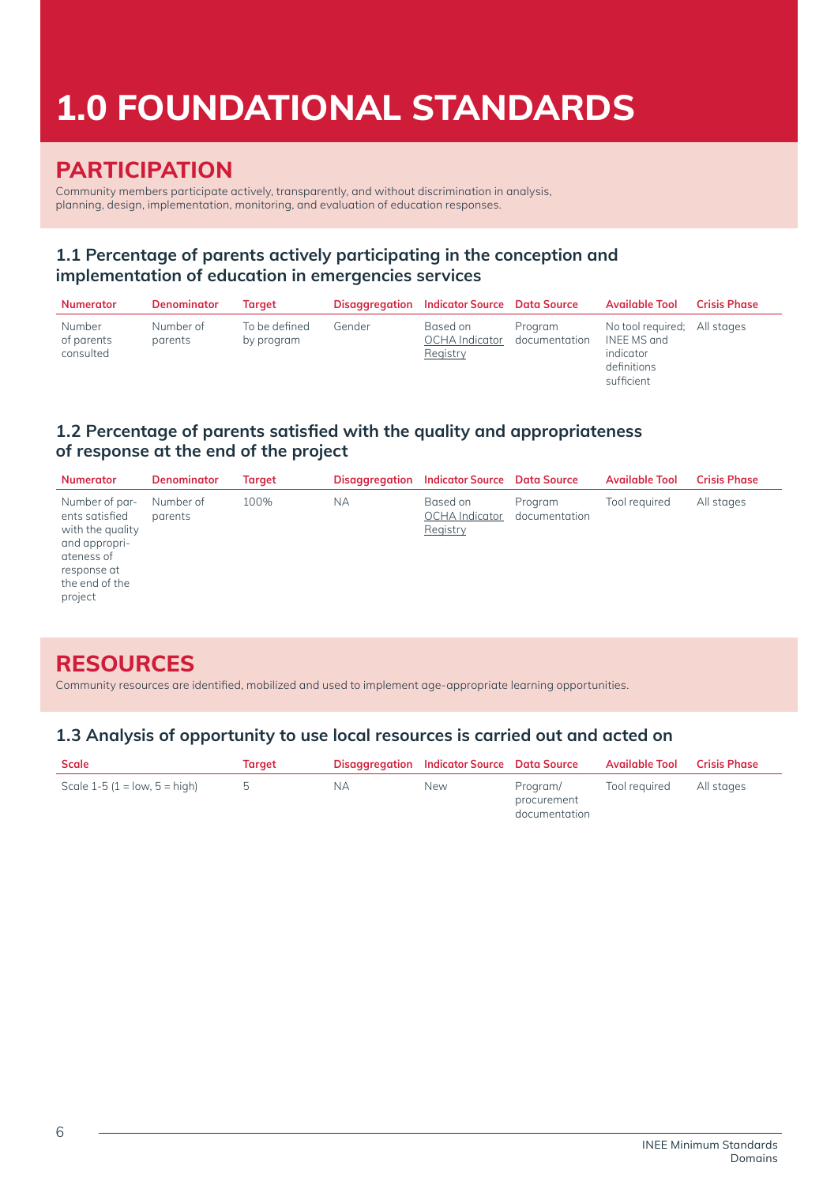# 1.0 FOUNDATIONAL STANDARDS

## PARTICIPATION

Community members participate actively, transparently, and without discrimination in analysis, planning, design, implementation, monitoring, and evaluation of education responses.

### 1.1 Percentage of parents actively participating in the conception and implementation of education in emergencies services

| Numerator | Denominator | Target | Disaggregation | Indicator Source | Data Source | Available Tool | Crisis Phase |
|---|---|---|---|---|---|---|---|
| Number of parents consulted | Number of parents | To be defined by program | Gender | Based on OCHA Indicator Registry | Program documentation | No tool required; INEE MS and indicator definitions sufficient | All stages |

### 1.2 Percentage of parents satisfied with the quality and appropriateness of response at the end of the project

| Numerator | Denominator | Target | Disaggregation | Indicator Source | Data Source | Available Tool | Crisis Phase |
|---|---|---|---|---|---|---|---|
| Number of parents satisfied with the quality and appropriateness of response at the end of the project | Number of parents | 100% | NA | Based on OCHA Indicator Registry | Program documentation | Tool required | All stages |

## RESOURCES

Community resources are identified, mobilized and used to implement age-appropriate learning opportunities.

### 1.3 Analysis of opportunity to use local resources is carried out and acted on

| Scale | Target | Disaggregation | Indicator Source | Data Source | Available Tool | Crisis Phase |
|---|---|---|---|---|---|---|
| Scale 1-5 (1 = low, 5 = high) | 5 | NA | New | Program/ procurement documentation | Tool required | All stages |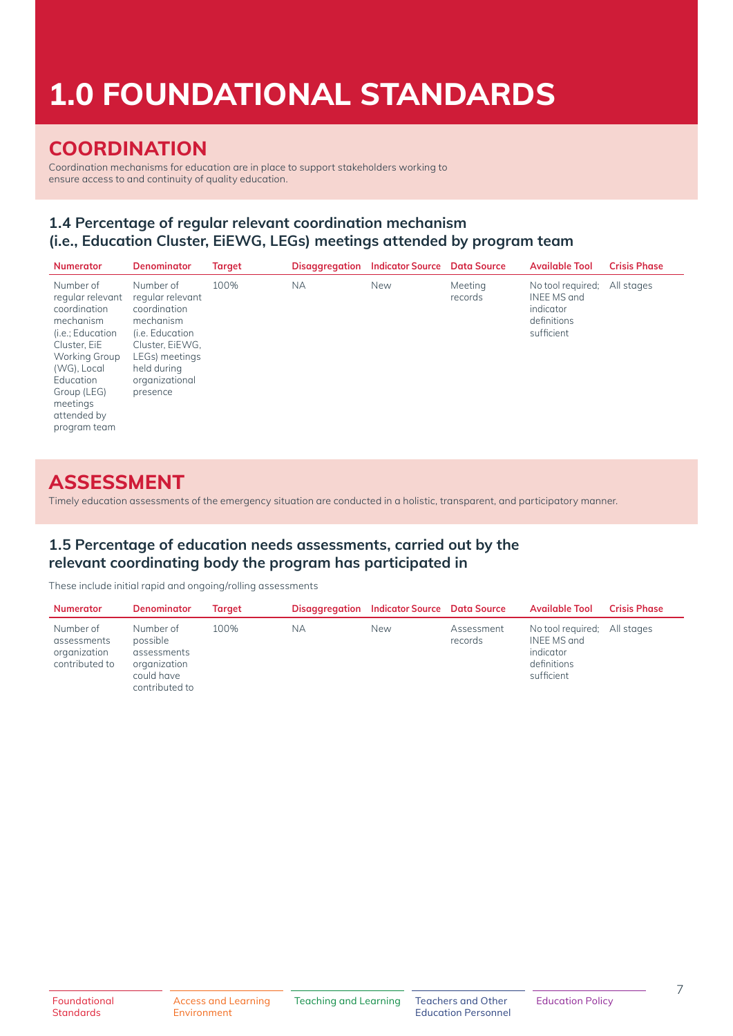# 1.0 FOUNDATIONAL STANDARDS

## COORDINATION

Coordination mechanisms for education are in place to support stakeholders working to ensure access to and continuity of quality education.

### 1.4 Percentage of regular relevant coordination mechanism (i.e., Education Cluster, EiEWG, LEGs) meetings attended by program team

| Numerator | Denominator | Target | Disaggregation | Indicator Source | Data Source | Available Tool | Crisis Phase |
|---|---|---|---|---|---|---|---|
| Number of regular relevant coordination mechanism (i.e.; Education Cluster, EiE Working Group (WG), Local Education Group (LEG) meetings attended by program team | Number of regular relevant coordination mechanism (i.e. Education Cluster, EiEWG, LEGs) meetings held during organizational presence | 100% | NA | New | Meeting records | No tool required; INEE MS and indicator definitions sufficient | All stages |

## ASSESSMENT

Timely education assessments of the emergency situation are conducted in a holistic, transparent, and participatory manner.

### 1.5 Percentage of education needs assessments, carried out by the relevant coordinating body the program has participated in

These include initial rapid and ongoing/rolling assessments

| Numerator | Denominator | Target | Disaggregation | Indicator Source | Data Source | Available Tool | Crisis Phase |
|---|---|---|---|---|---|---|---|
| Number of assessments organization contributed to | Number of possible assessments organization could have contributed to | 100% | NA | New | Assessment records | No tool required; INEE MS and indicator definitions sufficient | All stages |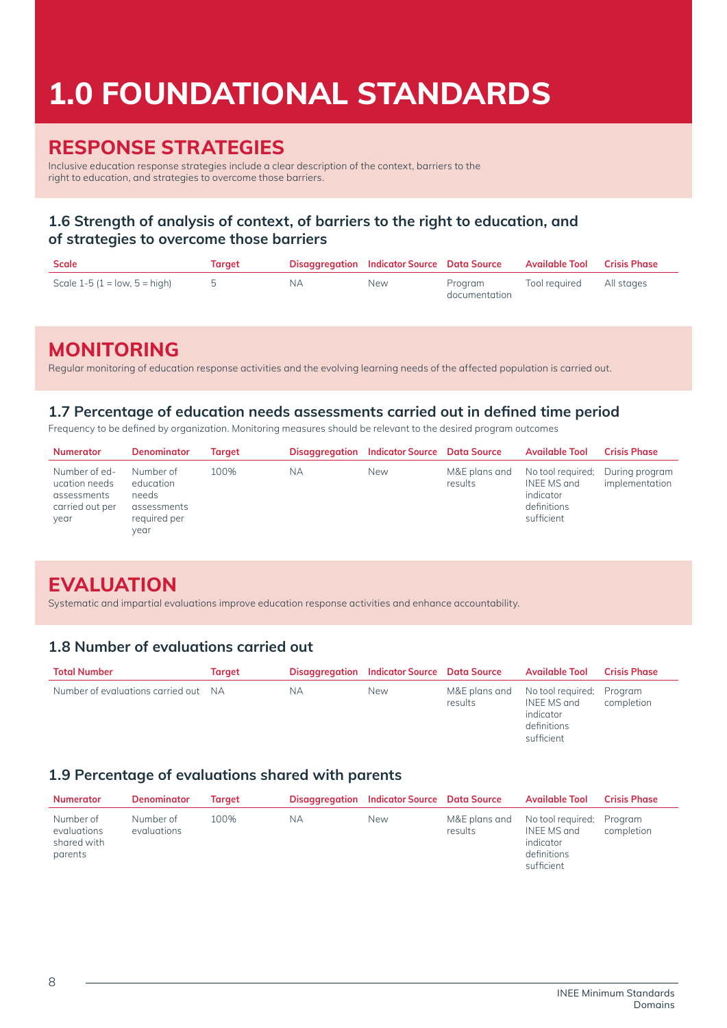# 1.0 FOUNDATIONAL STANDARDS

## RESPONSE STRATEGIES

Inclusive education response strategies include a clear description of the context, barriers to the right to education, and strategies to overcome those barriers.

### 1.6 Strength of analysis of context, of barriers to the right to education, and of strategies to overcome those barriers

| Scale | Target | Disaggregation | Indicator Source | Data Source | Available Tool | Crisis Phase |
|---|---|---|---|---|---|---|
| Scale 1-5 (1 = low, 5 = high) | 5 | NA | New | Program documentation | Tool required | All stages |

## MONITORING

Regular monitoring of education response activities and the evolving learning needs of the affected population is carried out.

### 1.7 Percentage of education needs assessments carried out in defined time period

Frequency to be defined by organization. Monitoring measures should be relevant to the desired program outcomes

| Numerator | Denominator | Target | Disaggregation | Indicator Source | Data Source | Available Tool | Crisis Phase |
|---|---|---|---|---|---|---|---|
| Number of education needs assessments carried out per year | Number of education needs assessments required per year | 100% | NA | New | M&E plans and results | No tool required; INEE MS and indicator definitions sufficient | During program implementation |

## EVALUATION

Systematic and impartial evaluations improve education response activities and enhance accountability.

### 1.8 Number of evaluations carried out

| Total Number | Target | Disaggregation | Indicator Source | Data Source | Available Tool | Crisis Phase |
|---|---|---|---|---|---|---|
| Number of evaluations carried out | NA | NA | New | M&E plans and results | No tool required; INEE MS and indicator definitions sufficient | Program completion |

### 1.9 Percentage of evaluations shared with parents

| Numerator | Denominator | Target | Disaggregation | Indicator Source | Data Source | Available Tool | Crisis Phase |
|---|---|---|---|---|---|---|---|
| Number of evaluations shared with parents | Number of evaluations | 100% | NA | New | M&E plans and results | No tool required; INEE MS and indicator definitions sufficient | Program completion |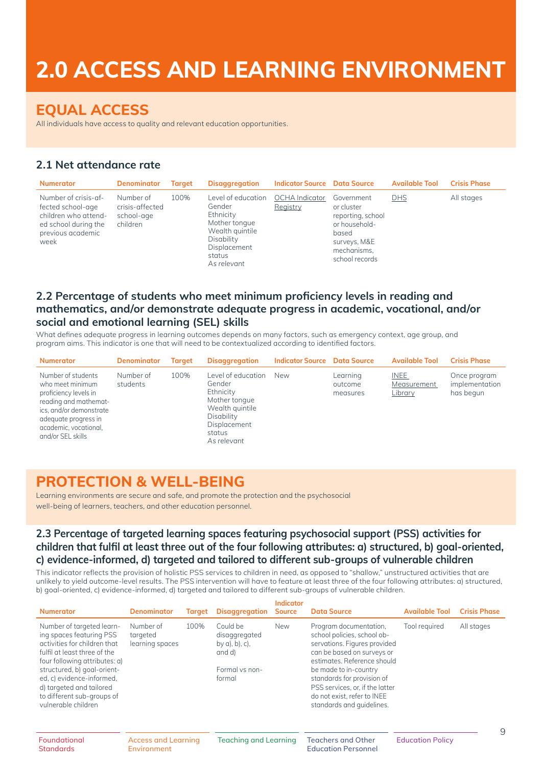# 2.0 ACCESS AND LEARNING ENVIRONMENT

## EQUAL ACCESS

All individuals have access to quality and relevant education opportunities.

### 2.1 Net attendance rate

| Numerator | Denominator | Target | Disaggregation | Indicator Source | Data Source | Available Tool | Crisis Phase |
|---|---|---|---|---|---|---|---|
| Number of crisis-affected school-age children who attended school during the previous academic week | Number of crisis-affected school-age children | 100% | Level of education<br>Gender<br>Ethnicity<br>Mother tongue<br>Wealth quintile<br>Disability<br>Displacement status<br>*As relevant* | OCHA Indicator Registry | Government or cluster reporting, school or household-based surveys, M&E mechanisms, school records | DHS | All stages |

### 2.2 Percentage of students who meet minimum proficiency levels in reading and mathematics, and/or demonstrate adequate progress in academic, vocational, and/or social and emotional learning (SEL) skills

What defines adequate progress in learning outcomes depends on many factors, such as emergency context, age group, and program aims. This indicator is one that will need to be contextualized according to identified factors.

| Numerator | Denominator | Target | Disaggregation | Indicator Source | Data Source | Available Tool | Crisis Phase |
|---|---|---|---|---|---|---|---|
| Number of students who meet minimum proficiency levels in reading and mathematics, and/or demonstrate adequate progress in academic, vocational, and/or SEL skills | Number of students | 100% | Level of education<br>Gender<br>Ethnicity<br>Mother tongue<br>Wealth quintile<br>Disability<br>Displacement status<br>*As relevant* | New | Learning outcome measures | INEE Measurement Library | Once program implementation has begun |

## PROTECTION & WELL-BEING

Learning environments are secure and safe, and promote the protection and the psychosocial well-being of learners, teachers, and other education personnel.

### 2.3 Percentage of targeted learning spaces featuring psychosocial support (PSS) activities for children that fulfil at least three out of the four following attributes: a) structured, b) goal-oriented, c) evidence-informed, d) targeted and tailored to different sub-groups of vulnerable children

This indicator reflects the provision of holistic PSS services to children in need, as opposed to "shallow," unstructured activities that are unlikely to yield outcome-level results. The PSS intervention will have to feature at least three of the four following attributes: a) structured, b) goal-oriented, c) evidence-informed, d) targeted and tailored to different sub-groups of vulnerable children.

| Numerator | Denominator | Target | Disaggregation | Indicator Source | Data Source | Available Tool | Crisis Phase |
|---|---|---|---|---|---|---|---|
| Number of targeted learning spaces featuring PSS activities for children that fulfil at least three of the four following attributes: a) structured, b) goal-oriented, c) evidence-informed, d) targeted and tailored to different sub-groups of vulnerable children | Number of targeted learning spaces | 100% | Could be disaggregated by a), b), c), and d)<br><br>Formal vs non-formal | New | Program documentation, school policies, school observations. Figures provided can be based on surveys or estimates. Reference should be made to in-country standards for provision of PSS services, or, if the latter do not exist, refer to INEE standards and guidelines. | Tool required | All stages |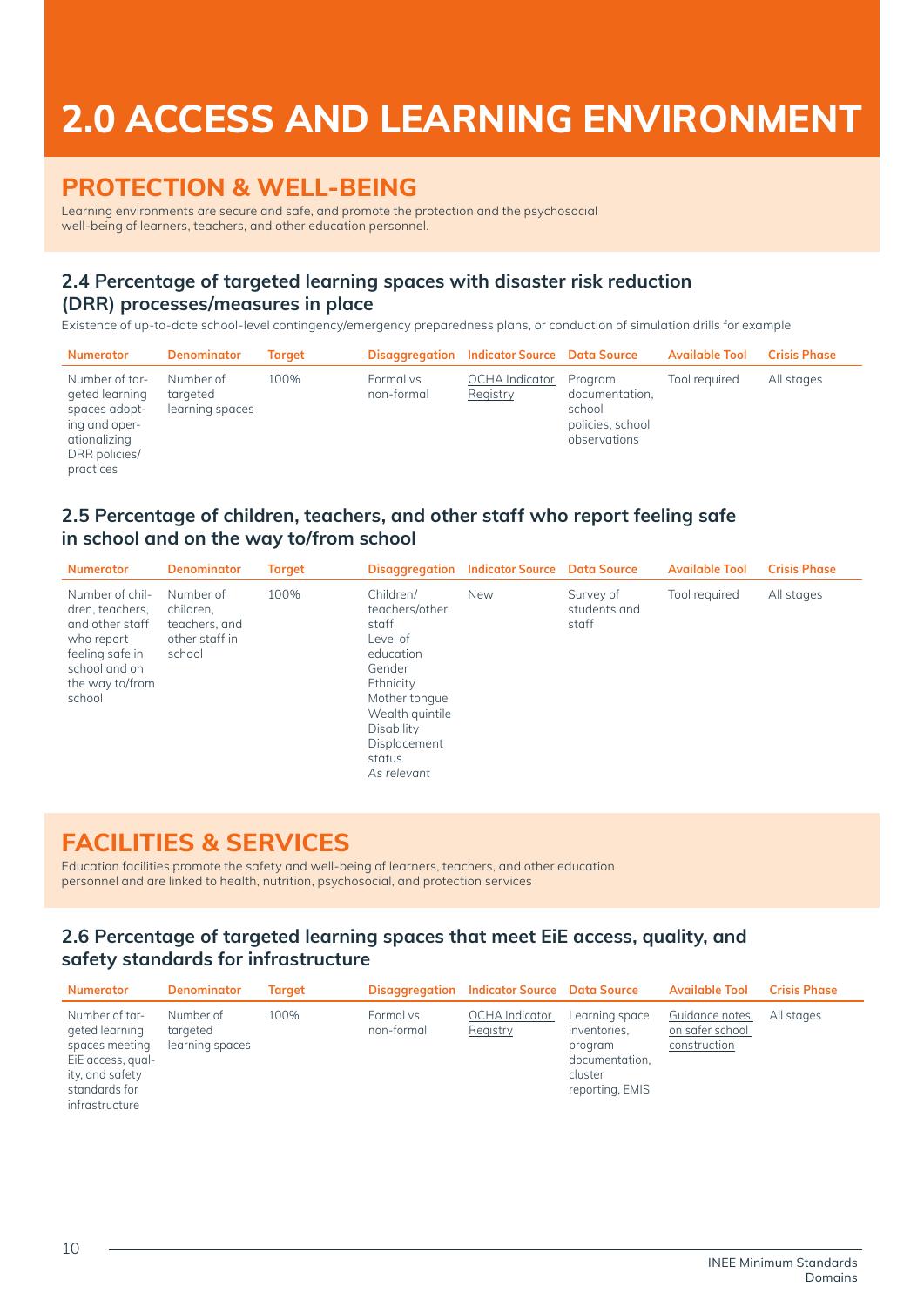# 2.0 ACCESS AND LEARNING ENVIRONMENT

## PROTECTION & WELL-BEING

Learning environments are secure and safe, and promote the protection and the psychosocial well-being of learners, teachers, and other education personnel.

### 2.4 Percentage of targeted learning spaces with disaster risk reduction (DRR) processes/measures in place

Existence of up-to-date school-level contingency/emergency preparedness plans, or conduction of simulation drills for example

| Numerator | Denominator | Target | Disaggregation | Indicator Source | Data Source | Available Tool | Crisis Phase |
|---|---|---|---|---|---|---|---|
| Number of targeted learning spaces adopting and operationalizing DRR policies/ practices | Number of targeted learning spaces | 100% | Formal vs non-formal | OCHA Indicator Registry | Program documentation, school policies, school observations | Tool required | All stages |

### 2.5 Percentage of children, teachers, and other staff who report feeling safe in school and on the way to/from school

| Numerator | Denominator | Target | Disaggregation | Indicator Source | Data Source | Available Tool | Crisis Phase |
|---|---|---|---|---|---|---|---|
| Number of children, teachers, and other staff who report feeling safe in school and on the way to/from school | Number of children, teachers, and other staff in school | 100% | Children/ teachers/other staff<br>Level of education<br>Gender<br>Ethnicity<br>Mother tongue<br>Wealth quintile<br>Disability<br>Displacement status<br>*As relevant* | New | Survey of students and staff | Tool required | All stages |

## FACILITIES & SERVICES

Education facilities promote the safety and well-being of learners, teachers, and other education personnel and are linked to health, nutrition, psychosocial, and protection services

### 2.6 Percentage of targeted learning spaces that meet EiE access, quality, and safety standards for infrastructure

| Numerator | Denominator | Target | Disaggregation | Indicator Source | Data Source | Available Tool | Crisis Phase |
|---|---|---|---|---|---|---|---|
| Number of targeted learning spaces meeting EiE access, quality, and safety standards for infrastructure | Number of targeted learning spaces | 100% | Formal vs non-formal | OCHA Indicator Registry | Learning space inventories, program documentation, cluster reporting, EMIS | Guidance notes on safer school construction | All stages |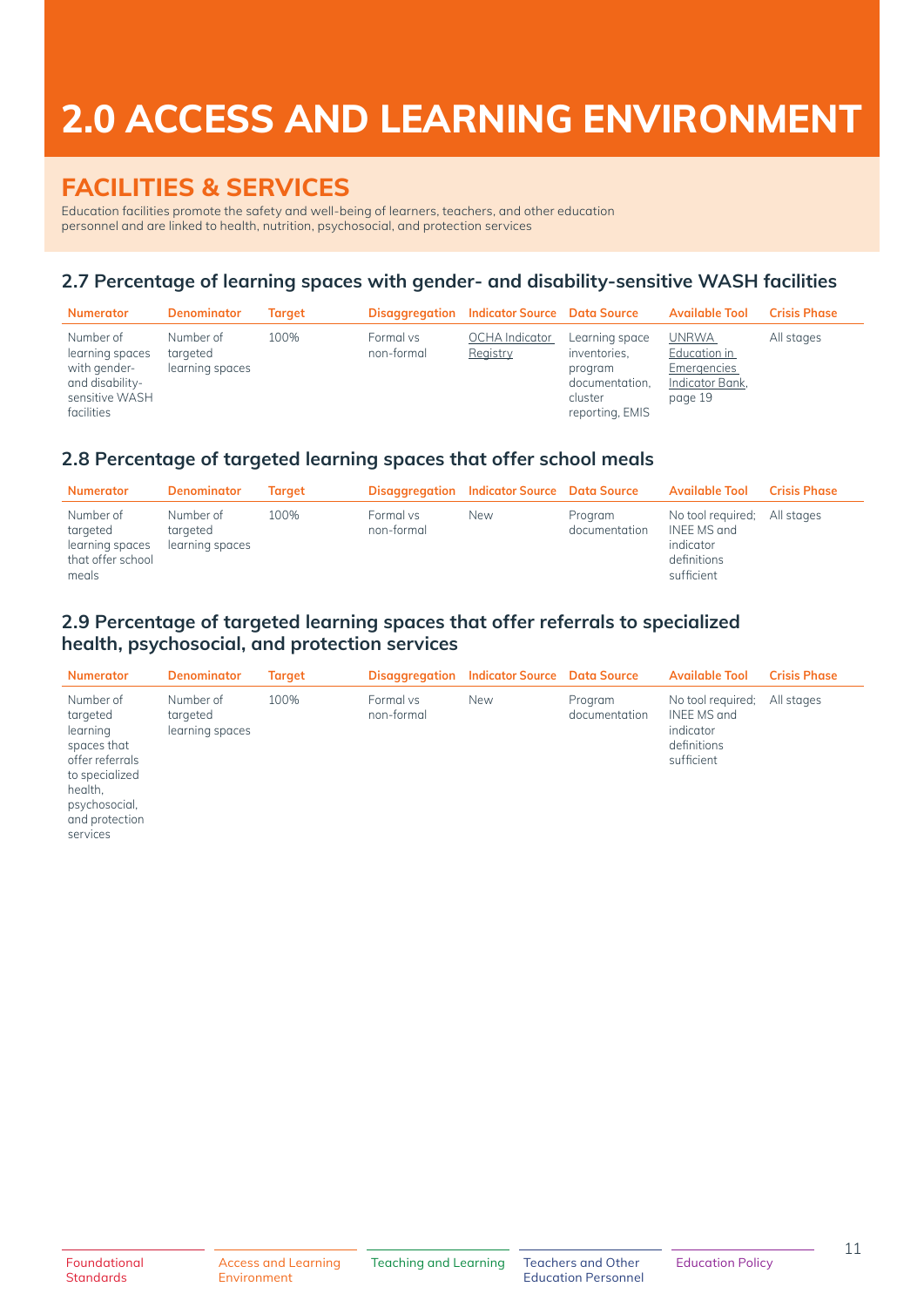# 2.0 ACCESS AND LEARNING ENVIRONMENT

## FACILITIES & SERVICES

Education facilities promote the safety and well-being of learners, teachers, and other education personnel and are linked to health, nutrition, psychosocial, and protection services

### 2.7 Percentage of learning spaces with gender- and disability-sensitive WASH facilities

| Numerator | Denominator | Target | Disaggregation | Indicator Source | Data Source | Available Tool | Crisis Phase |
|---|---|---|---|---|---|---|---|
| Number of learning spaces with gender- and disability-sensitive WASH facilities | Number of targeted learning spaces | 100% | Formal vs non-formal | OCHA Indicator Registry | Learning space inventories, program documentation, cluster reporting, EMIS | UNRWA Education in Emergencies Indicator Bank, page 19 | All stages |

### 2.8 Percentage of targeted learning spaces that offer school meals

| Numerator | Denominator | Target | Disaggregation | Indicator Source | Data Source | Available Tool | Crisis Phase |
|---|---|---|---|---|---|---|---|
| Number of targeted learning spaces that offer school meals | Number of targeted learning spaces | 100% | Formal vs non-formal | New | Program documentation | No tool required; INEE MS and indicator definitions sufficient | All stages |

### 2.9 Percentage of targeted learning spaces that offer referrals to specialized health, psychosocial, and protection services

| Numerator | Denominator | Target | Disaggregation | Indicator Source | Data Source | Available Tool | Crisis Phase |
|---|---|---|---|---|---|---|---|
| Number of targeted learning spaces that offer referrals to specialized health, psychosocial, and protection services | Number of targeted learning spaces | 100% | Formal vs non-formal | New | Program documentation | No tool required; INEE MS and indicator definitions sufficient | All stages |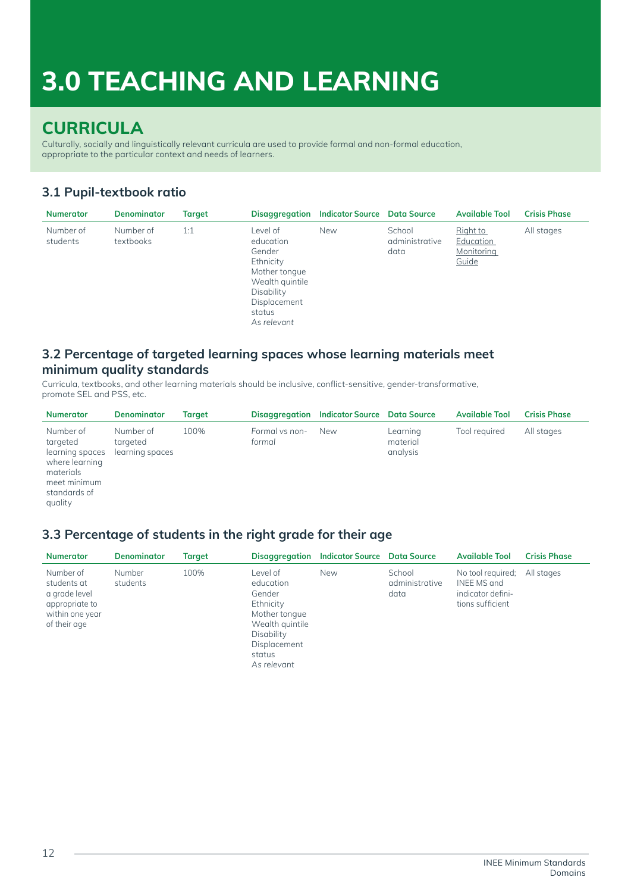# 3.0 TEACHING AND LEARNING

## CURRICULA

Culturally, socially and linguistically relevant curricula are used to provide formal and non-formal education, appropriate to the particular context and needs of learners.

### 3.1 Pupil-textbook ratio

| Numerator | Denominator | Target | Disaggregation | Indicator Source | Data Source | Available Tool | Crisis Phase |
|---|---|---|---|---|---|---|---|
| Number of students | Number of textbooks | 1:1 | Level of education<br>Gender<br>Ethnicity<br>Mother tongue<br>Wealth quintile<br>Disability<br>Displacement status<br>*As relevant* | New | School administrative data | Right to Education Monitoring Guide | All stages |

### 3.2 Percentage of targeted learning spaces whose learning materials meet minimum quality standards

Curricula, textbooks, and other learning materials should be inclusive, conflict-sensitive, gender-transformative, promote SEL and PSS, etc.

| Numerator | Denominator | Target | Disaggregation | Indicator Source | Data Source | Available Tool | Crisis Phase |
|---|---|---|---|---|---|---|---|
| Number of targeted learning spaces where learning materials meet minimum standards of quality | Number of targeted learning spaces | 100% | *Formal vs non-formal* | New | Learning material analysis | Tool required | All stages |

### 3.3 Percentage of students in the right grade for their age

| Numerator | Denominator | Target | Disaggregation | Indicator Source | Data Source | Available Tool | Crisis Phase |
|---|---|---|---|---|---|---|---|
| Number of students at a grade level appropriate to within one year of their age | Number students | 100% | Level of education<br>Gender<br>Ethnicity<br>Mother tongue<br>Wealth quintile<br>Disability<br>Displacement status<br>*As relevant* | New | School administrative data | No tool required; INEE MS and indicator definitions sufficient | All stages |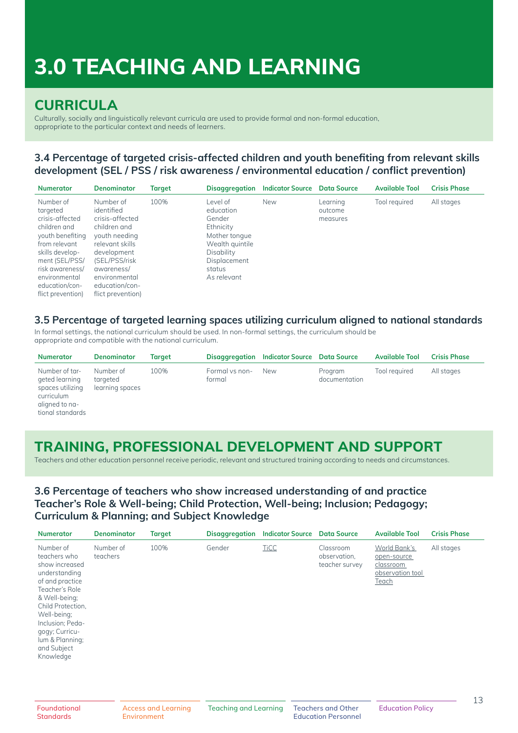# 3.0 TEACHING AND LEARNING

## CURRICULA

Culturally, socially and linguistically relevant curricula are used to provide formal and non-formal education, appropriate to the particular context and needs of learners.

### 3.4 Percentage of targeted crisis-affected children and youth benefiting from relevant skills development (SEL / PSS / risk awareness / environmental education / conflict prevention)

| Numerator | Denominator | Target | Disaggregation | Indicator Source | Data Source | Available Tool | Crisis Phase |
|---|---|---|---|---|---|---|---|
| Number of targeted crisis-affected children and youth benefiting from relevant skills development (SEL/PSS/risk awareness/environmental education/conflict prevention) | Number of identified crisis-affected children and youth needing relevant skills development (SEL/PSS/risk awareness/environmental education/conflict prevention) | 100% | Level of education<br>Gender<br>Ethnicity<br>Mother tongue<br>Wealth quintile<br>Disability<br>Displacement status<br>*As relevant* | New | Learning outcome measures | Tool required | All stages |

### 3.5 Percentage of targeted learning spaces utilizing curriculum aligned to national standards

In formal settings, the national curriculum should be used. In non-formal settings, the curriculum should be appropriate and compatible with the national curriculum.

| Numerator | Denominator | Target | Disaggregation | Indicator Source | Data Source | Available Tool | Crisis Phase |
|---|---|---|---|---|---|---|---|
| Number of targeted learning spaces utilizing curriculum aligned to national standards | Number of targeted learning spaces | 100% | Formal vs non-formal | New | Program documentation | Tool required | All stages |

## TRAINING, PROFESSIONAL DEVELOPMENT AND SUPPORT

Teachers and other education personnel receive periodic, relevant and structured training according to needs and circumstances.

### 3.6 Percentage of teachers who show increased understanding of and practice Teacher's Role & Well-being; Child Protection, Well-being; Inclusion; Pedagogy; Curriculum & Planning; and Subject Knowledge

| Numerator | Denominator | Target | Disaggregation | Indicator Source | Data Source | Available Tool | Crisis Phase |
|---|---|---|---|---|---|---|---|
| Number of teachers who show increased understanding of and practice Teacher's Role & Well-being; Child Protection, Well-being; Inclusion; Pedagogy; Curriculum & Planning; and Subject Knowledge | Number of teachers | 100% | Gender | TiCC | Classroom observation, teacher survey | World Bank's open-source classroom observation tool Teach | All stages |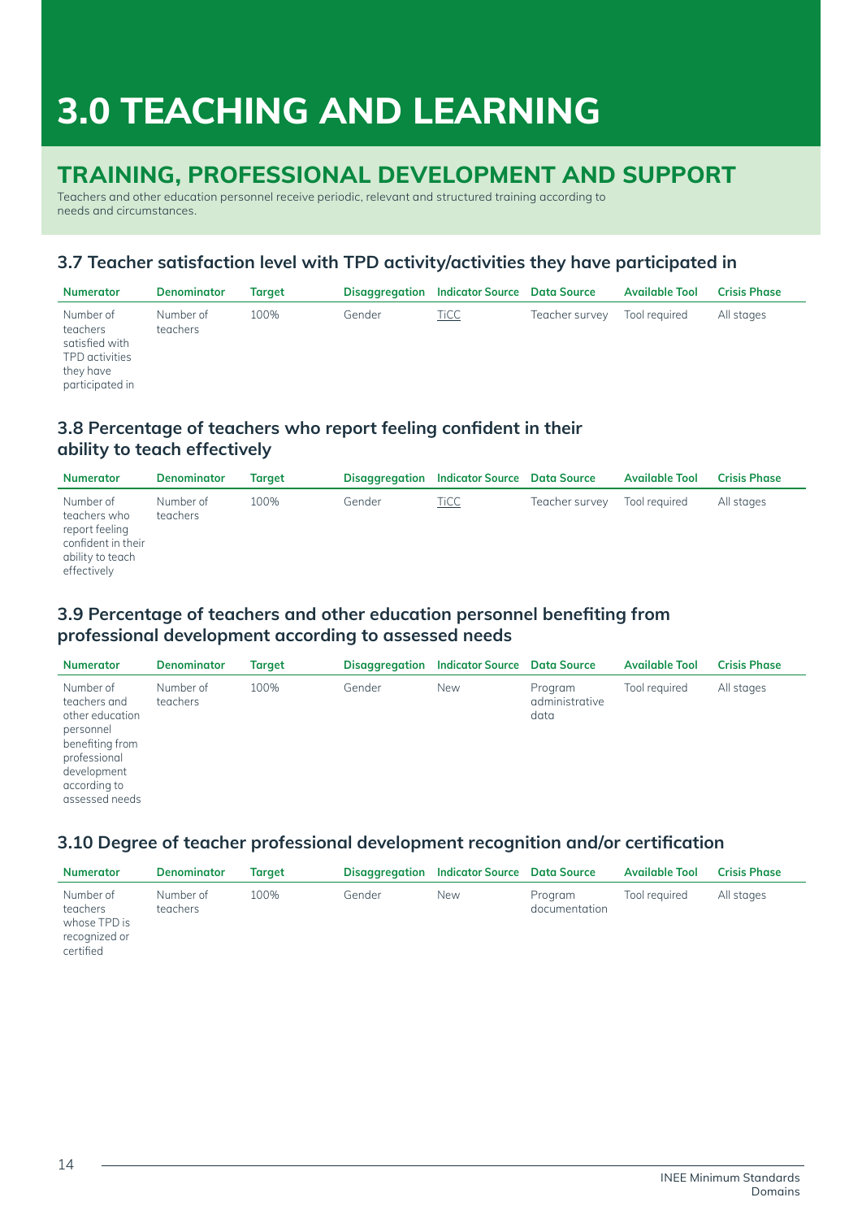# 3.0 TEACHING AND LEARNING

## TRAINING, PROFESSIONAL DEVELOPMENT AND SUPPORT

Teachers and other education personnel receive periodic, relevant and structured training according to needs and circumstances.

### 3.7 Teacher satisfaction level with TPD activity/activities they have participated in

| Numerator | Denominator | Target | Disaggregation | Indicator Source | Data Source | Available Tool | Crisis Phase |
|---|---|---|---|---|---|---|---|
| Number of teachers satisfied with TPD activities they have participated in | Number of teachers | 100% | Gender | TiCC | Teacher survey | Tool required | All stages |

### 3.8 Percentage of teachers who report feeling confident in their ability to teach effectively

| Numerator | Denominator | Target | Disaggregation | Indicator Source | Data Source | Available Tool | Crisis Phase |
|---|---|---|---|---|---|---|---|
| Number of teachers who report feeling confident in their ability to teach effectively | Number of teachers | 100% | Gender | TiCC | Teacher survey | Tool required | All stages |

### 3.9 Percentage of teachers and other education personnel benefiting from professional development according to assessed needs

| Numerator | Denominator | Target | Disaggregation | Indicator Source | Data Source | Available Tool | Crisis Phase |
|---|---|---|---|---|---|---|---|
| Number of teachers and other education personnel benefiting from professional development according to assessed needs | Number of teachers | 100% | Gender | New | Program administrative data | Tool required | All stages |

### 3.10 Degree of teacher professional development recognition and/or certification

| Numerator | Denominator | Target | Disaggregation | Indicator Source | Data Source | Available Tool | Crisis Phase |
|---|---|---|---|---|---|---|---|
| Number of teachers whose TPD is recognized or certified | Number of teachers | 100% | Gender | New | Program documentation | Tool required | All stages |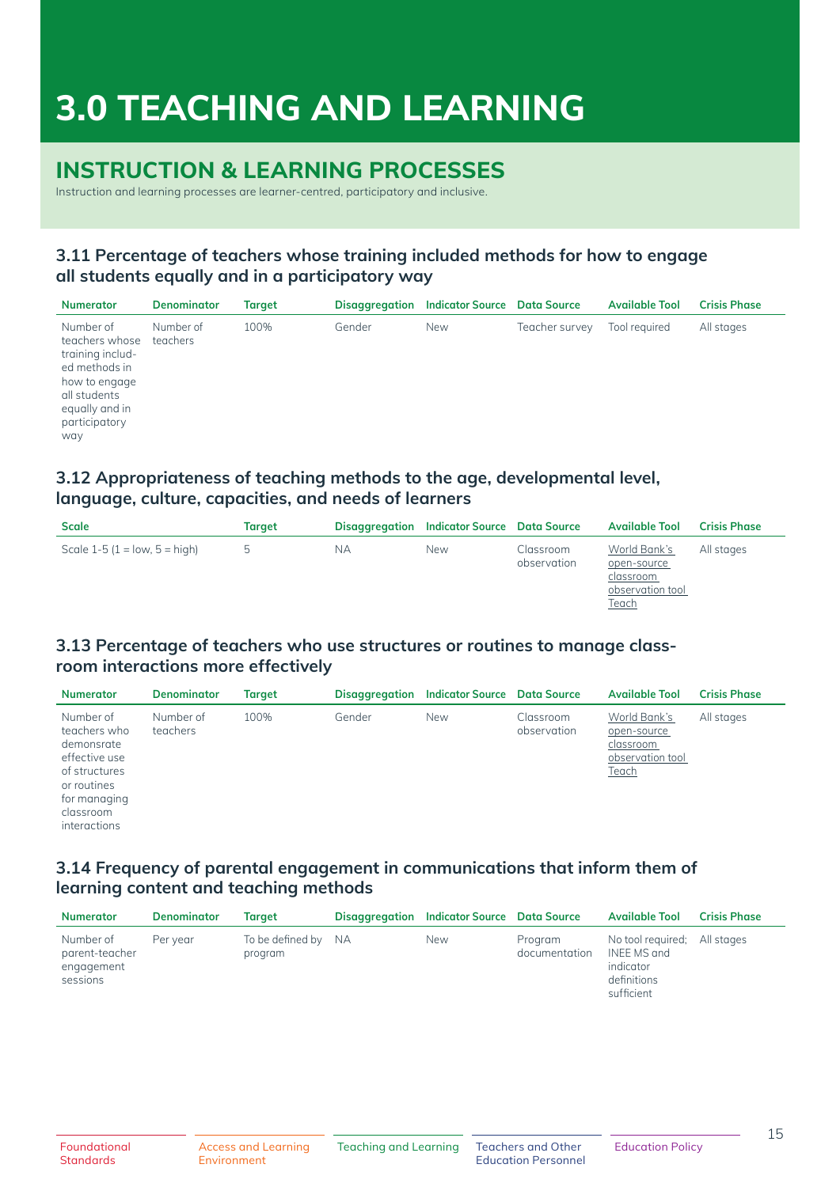# 3.0 TEACHING AND LEARNING

## INSTRUCTION & LEARNING PROCESSES

Instruction and learning processes are learner-centred, participatory and inclusive.

### 3.11 Percentage of teachers whose training included methods for how to engage all students equally and in a participatory way

| Numerator | Denominator | Target | Disaggregation | Indicator Source | Data Source | Available Tool | Crisis Phase |
|---|---|---|---|---|---|---|---|
| Number of teachers whose training included methods in how to engage all students equally and in participatory way | Number of teachers | 100% | Gender | New | Teacher survey | Tool required | All stages |

### 3.12 Appropriateness of teaching methods to the age, developmental level, language, culture, capacities, and needs of learners

| Scale | Target | Disaggregation | Indicator Source | Data Source | Available Tool | Crisis Phase |
|---|---|---|---|---|---|---|
| Scale 1-5 (1 = low, 5 = high) | 5 | NA | New | Classroom observation | World Bank's open-source classroom observation tool Teach | All stages |

### 3.13 Percentage of teachers who use structures or routines to manage classroom interactions more effectively

| Numerator | Denominator | Target | Disaggregation | Indicator Source | Data Source | Available Tool | Crisis Phase |
|---|---|---|---|---|---|---|---|
| Number of teachers who demonsrate effective use of structures or routines for managing classroom interactions | Number of teachers | 100% | Gender | New | Classroom observation | World Bank's open-source classroom observation tool Teach | All stages |

### 3.14 Frequency of parental engagement in communications that inform them of learning content and teaching methods

| Numerator | Denominator | Target | Disaggregation | Indicator Source | Data Source | Available Tool | Crisis Phase |
|---|---|---|---|---|---|---|---|
| Number of parent-teacher engagement sessions | Per year | To be defined by program | NA | New | Program documentation | No tool required; INEE MS and indicator definitions sufficient | All stages |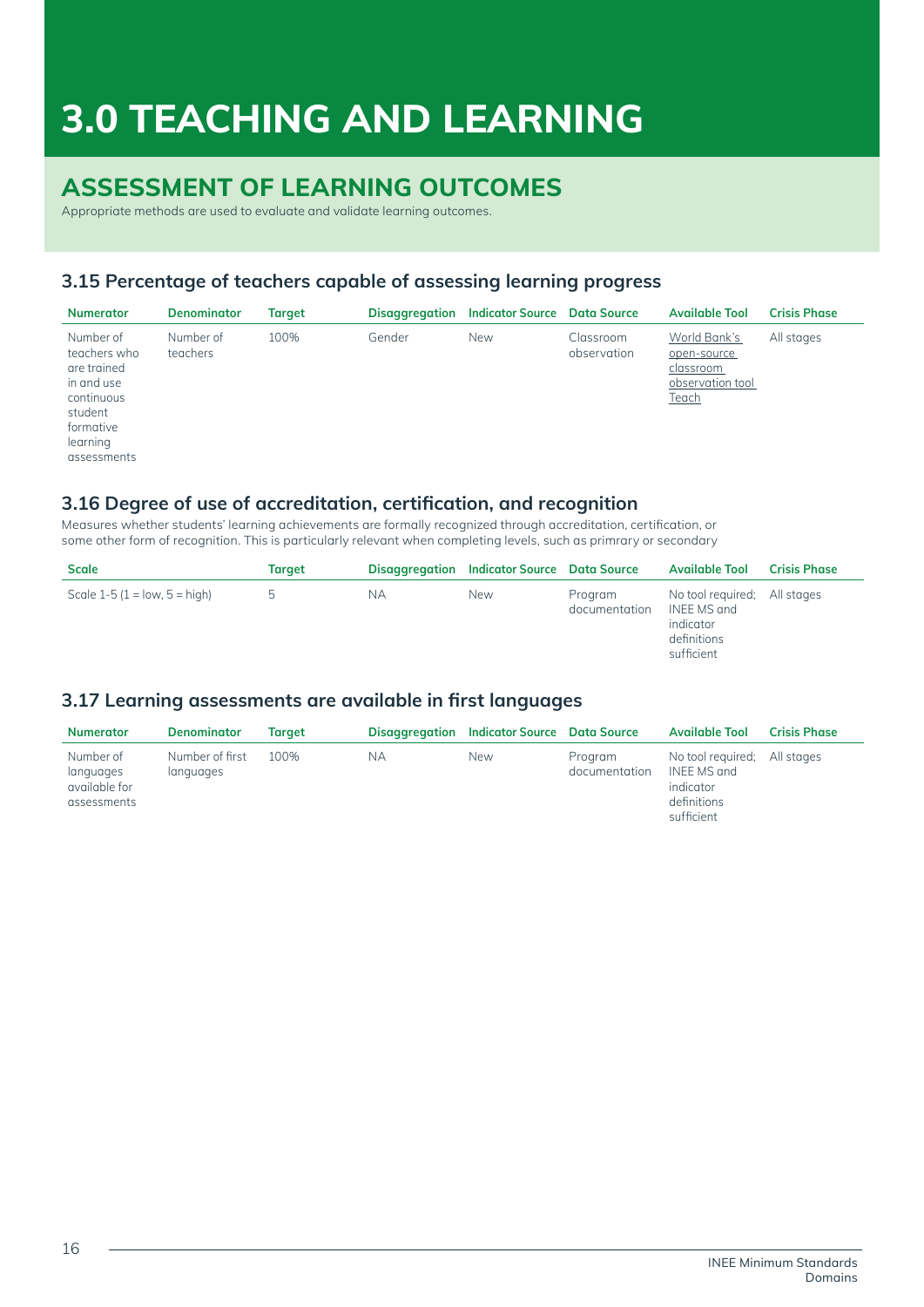# 3.0 TEACHING AND LEARNING

## ASSESSMENT OF LEARNING OUTCOMES

Appropriate methods are used to evaluate and validate learning outcomes.

### 3.15 Percentage of teachers capable of assessing learning progress

| Numerator | Denominator | Target | Disaggregation | Indicator Source | Data Source | Available Tool | Crisis Phase |
|---|---|---|---|---|---|---|---|
| Number of teachers who are trained in and use continuous student formative learning assessments | Number of teachers | 100% | Gender | New | Classroom observation | World Bank's open-source classroom observation tool Teach | All stages |

### 3.16 Degree of use of accreditation, certification, and recognition

Measures whether students' learning achievements are formally recognized through accreditation, certification, or some other form of recognition. This is particularly relevant when completing levels, such as primrary or secondary

| Scale | Target | Disaggregation | Indicator Source | Data Source | Available Tool | Crisis Phase |
|---|---|---|---|---|---|---|
| Scale 1-5 (1 = low, 5 = high) | 5 | NA | New | Program documentation | No tool required; INEE MS and indicator definitions sufficient | All stages |

### 3.17 Learning assessments are available in first languages

| Numerator | Denominator | Target | Disaggregation | Indicator Source | Data Source | Available Tool | Crisis Phase |
|---|---|---|---|---|---|---|---|
| Number of languages available for assessments | Number of first languages | 100% | NA | New | Program documentation | No tool required; INEE MS and indicator definitions sufficient | All stages |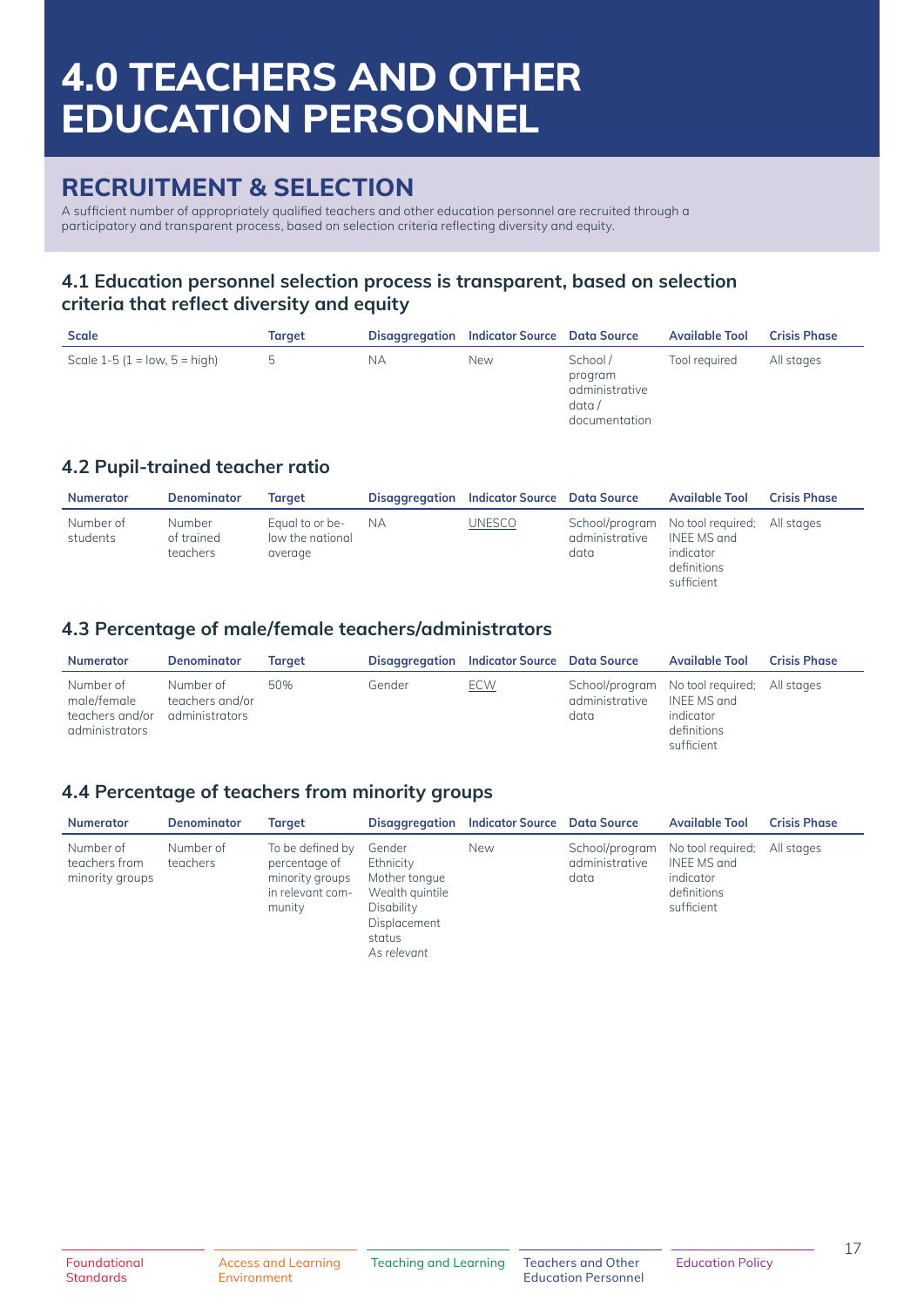# 4.0 TEACHERS AND OTHER EDUCATION PERSONNEL

## RECRUITMENT & SELECTION

A sufficient number of appropriately qualified teachers and other education personnel are recruited through a participatory and transparent process, based on selection criteria reflecting diversity and equity.

### 4.1 Education personnel selection process is transparent, based on selection criteria that reflect diversity and equity

| Scale | Target | Disaggregation | Indicator Source | Data Source | Available Tool | Crisis Phase |
|---|---|---|---|---|---|---|
| Scale 1-5 (1 = low, 5 = high) | 5 | NA | New | School / program administrative data / documentation | Tool required | All stages |

### 4.2 Pupil-trained teacher ratio

| Numerator | Denominator | Target | Disaggregation | Indicator Source | Data Source | Available Tool | Crisis Phase |
|---|---|---|---|---|---|---|---|
| Number of students | Number of trained teachers | Equal to or below the national average | NA | UNESCO | School/program administrative data | No tool required; INEE MS and indicator definitions sufficient | All stages |

### 4.3 Percentage of male/female teachers/administrators

| Numerator | Denominator | Target | Disaggregation | Indicator Source | Data Source | Available Tool | Crisis Phase |
|---|---|---|---|---|---|---|---|
| Number of male/female teachers and/or administrators | Number of teachers and/or administrators | 50% | Gender | ECW | School/program administrative data | No tool required; INEE MS and indicator definitions sufficient | All stages |

### 4.4 Percentage of teachers from minority groups

| Numerator | Denominator | Target | Disaggregation | Indicator Source | Data Source | Available Tool | Crisis Phase |
|---|---|---|---|---|---|---|---|
| Number of teachers from minority groups | Number of teachers | To be defined by percentage of minority groups in relevant community | Gender<br>Ethnicity<br>Mother tongue<br>Wealth quintile<br>Disability<br>Displacement status<br>*As relevant* | New | School/program administrative data | No tool required; INEE MS and indicator definitions sufficient | All stages |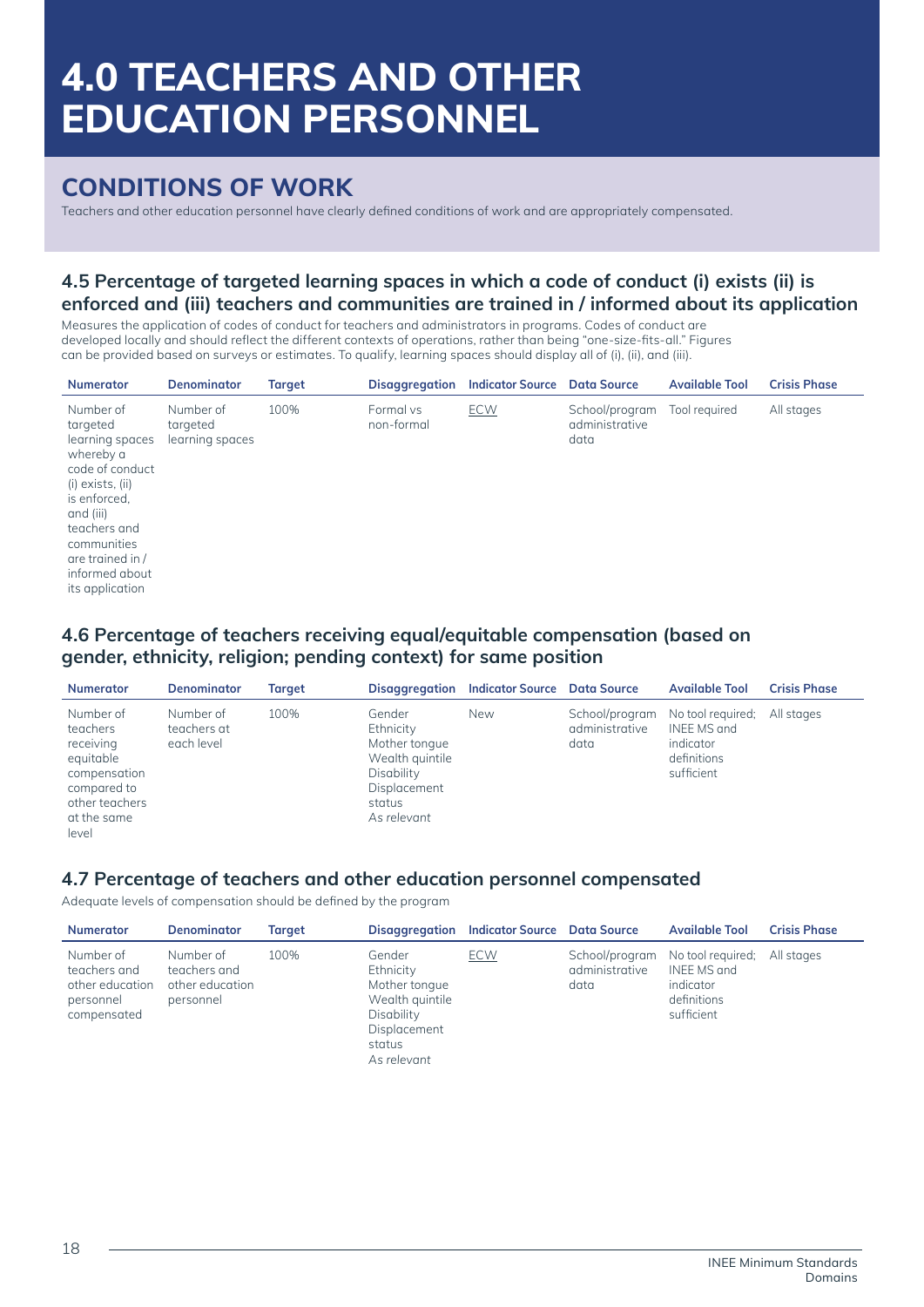# 4.0 TEACHERS AND OTHER EDUCATION PERSONNEL

## CONDITIONS OF WORK

Teachers and other education personnel have clearly defined conditions of work and are appropriately compensated.

### 4.5 Percentage of targeted learning spaces in which a code of conduct (i) exists (ii) is enforced and (iii) teachers and communities are trained in / informed about its application

Measures the application of codes of conduct for teachers and administrators in programs. Codes of conduct are developed locally and should reflect the different contexts of operations, rather than being "one-size-fits-all." Figures can be provided based on surveys or estimates. To qualify, learning spaces should display all of (i), (ii), and (iii).

| Numerator | Denominator | Target | Disaggregation | Indicator Source | Data Source | Available Tool | Crisis Phase |
|---|---|---|---|---|---|---|---|
| Number of targeted learning spaces whereby a code of conduct (i) exists, (ii) is enforced, and (iii) teachers and communities are trained in / informed about its application | Number of targeted learning spaces | 100% | Formal vs non-formal | ECW | School/program administrative data | Tool required | All stages |

### 4.6 Percentage of teachers receiving equal/equitable compensation (based on gender, ethnicity, religion; pending context) for same position

| Numerator | Denominator | Target | Disaggregation | Indicator Source | Data Source | Available Tool | Crisis Phase |
|---|---|---|---|---|---|---|---|
| Number of teachers receiving equitable compensation compared to other teachers at the same level | Number of teachers at each level | 100% | Gender<br>Ethnicity<br>Mother tongue<br>Wealth quintile<br>Disability<br>Displacement status<br>*As relevant* | New | School/program administrative data | No tool required; INEE MS and indicator definitions sufficient | All stages |

### 4.7 Percentage of teachers and other education personnel compensated

Adequate levels of compensation should be defined by the program

| Numerator | Denominator | Target | Disaggregation | Indicator Source | Data Source | Available Tool | Crisis Phase |
|---|---|---|---|---|---|---|---|
| Number of teachers and other education personnel compensated | Number of teachers and other education personnel | 100% | Gender<br>Ethnicity<br>Mother tongue<br>Wealth quintile<br>Disability<br>Displacement status<br>*As relevant* | ECW | School/program administrative data | No tool required; INEE MS and indicator definitions sufficient | All stages |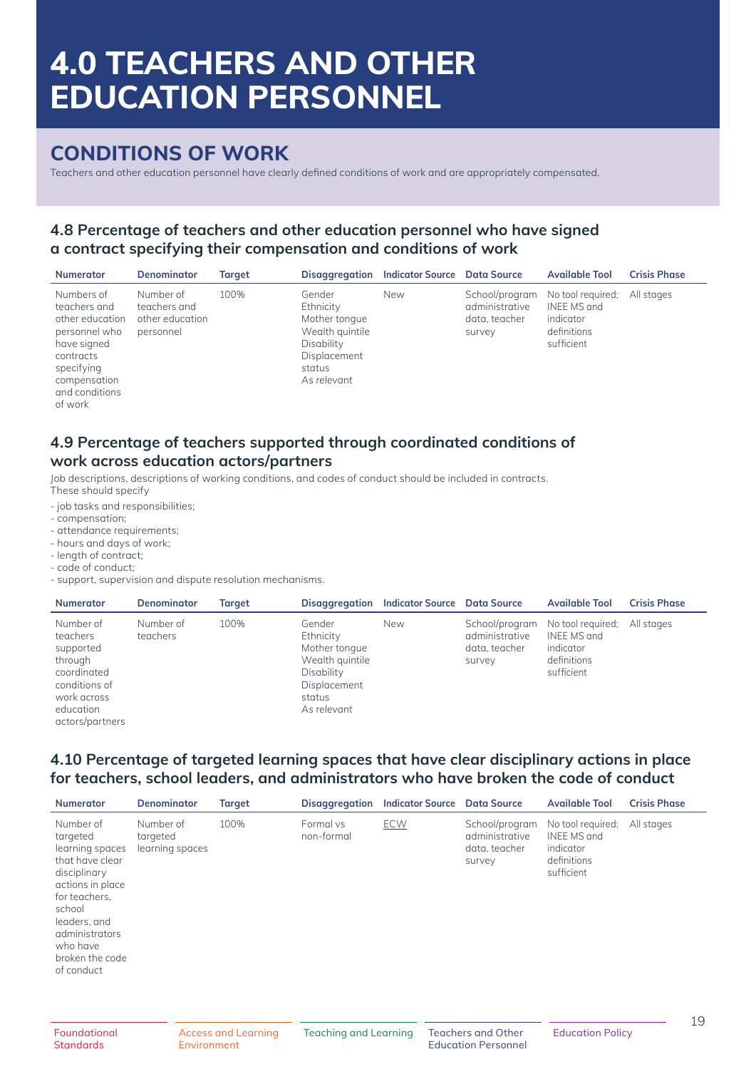# 4.0 TEACHERS AND OTHER EDUCATION PERSONNEL

## CONDITIONS OF WORK

Teachers and other education personnel have clearly defined conditions of work and are appropriately compensated.

### 4.8 Percentage of teachers and other education personnel who have signed a contract specifying their compensation and conditions of work

| Numerator | Denominator | Target | Disaggregation | Indicator Source | Data Source | Available Tool | Crisis Phase |
|---|---|---|---|---|---|---|---|
| Numbers of teachers and other education personnel who have signed contracts specifying compensation and conditions of work | Number of teachers and other education personnel | 100% | Gender<br>Ethnicity<br>Mother tongue<br>Wealth quintile<br>Disability<br>Displacement status<br>*As relevant* | New | School/program administrative data, teacher survey | No tool required; INEE MS and indicator definitions sufficient | All stages |

### 4.9 Percentage of teachers supported through coordinated conditions of work across education actors/partners

Job descriptions, descriptions of working conditions, and codes of conduct should be included in contracts. These should specify

- job tasks and responsibilities;
- compensation;
- attendance requirements;
- hours and days of work;
- length of contract;
- code of conduct;
- support, supervision and dispute resolution mechanisms.

| Numerator | Denominator | Target | Disaggregation | Indicator Source | Data Source | Available Tool | Crisis Phase |
|---|---|---|---|---|---|---|---|
| Number of teachers supported through coordinated conditions of work across education actors/partners | Number of teachers | 100% | Gender<br>Ethnicity<br>Mother tongue<br>Wealth quintile<br>Disability<br>Displacement status<br>*As relevant* | New | School/program administrative data, teacher survey | No tool required; INEE MS and indicator definitions sufficient | All stages |

### 4.10 Percentage of targeted learning spaces that have clear disciplinary actions in place for teachers, school leaders, and administrators who have broken the code of conduct

| Numerator | Denominator | Target | Disaggregation | Indicator Source | Data Source | Available Tool | Crisis Phase |
|---|---|---|---|---|---|---|---|
| Number of targeted learning spaces that have clear disciplinary actions in place for teachers, school leaders, and administrators who have broken the code of conduct | Number of targeted learning spaces | 100% | Formal vs non-formal | ECW | School/program administrative data, teacher survey | No tool required; INEE MS and indicator definitions sufficient | All stages |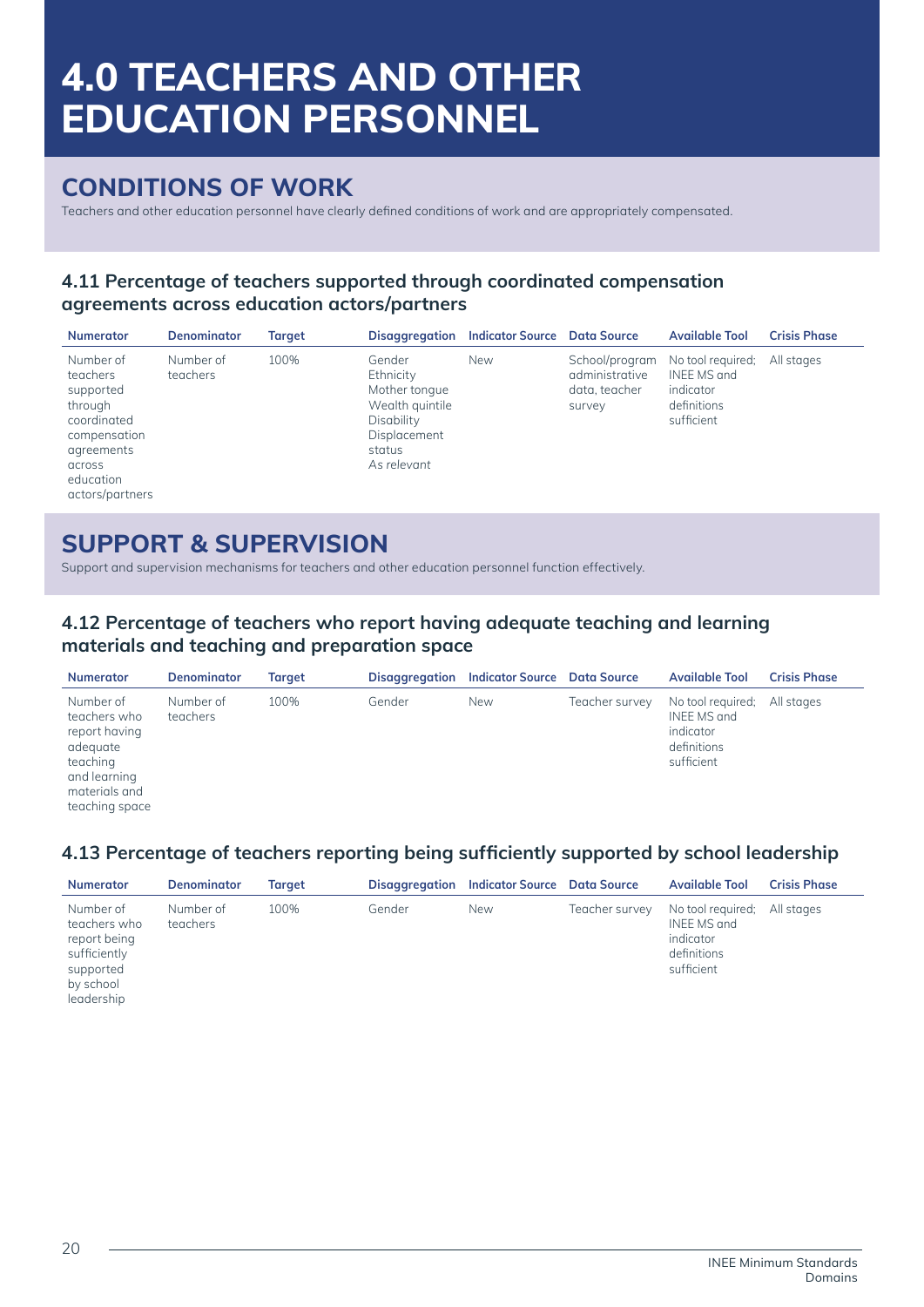# 4.0 TEACHERS AND OTHER EDUCATION PERSONNEL

## CONDITIONS OF WORK

Teachers and other education personnel have clearly defined conditions of work and are appropriately compensated.

### 4.11 Percentage of teachers supported through coordinated compensation agreements across education actors/partners

| Numerator | Denominator | Target | Disaggregation | Indicator Source | Data Source | Available Tool | Crisis Phase |
|---|---|---|---|---|---|---|---|
| Number of teachers supported through coordinated compensation agreements across education actors/partners | Number of teachers | 100% | Gender<br>Ethnicity<br>Mother tongue<br>Wealth quintile<br>Disability<br>Displacement status<br>*As relevant* | New | School/program administrative data, teacher survey | No tool required; INEE MS and indicator definitions sufficient | All stages |

## SUPPORT & SUPERVISION

Support and supervision mechanisms for teachers and other education personnel function effectively.

### 4.12 Percentage of teachers who report having adequate teaching and learning materials and teaching and preparation space

| Numerator | Denominator | Target | Disaggregation | Indicator Source | Data Source | Available Tool | Crisis Phase |
|---|---|---|---|---|---|---|---|
| Number of teachers who report having adequate teaching and learning materials and teaching space | Number of teachers | 100% | Gender | New | Teacher survey | No tool required; INEE MS and indicator definitions sufficient | All stages |

### 4.13 Percentage of teachers reporting being sufficiently supported by school leadership

| Numerator | Denominator | Target | Disaggregation | Indicator Source | Data Source | Available Tool | Crisis Phase |
|---|---|---|---|---|---|---|---|
| Number of teachers who report being sufficiently supported by school leadership | Number of teachers | 100% | Gender | New | Teacher survey | No tool required; INEE MS and indicator definitions sufficient | All stages |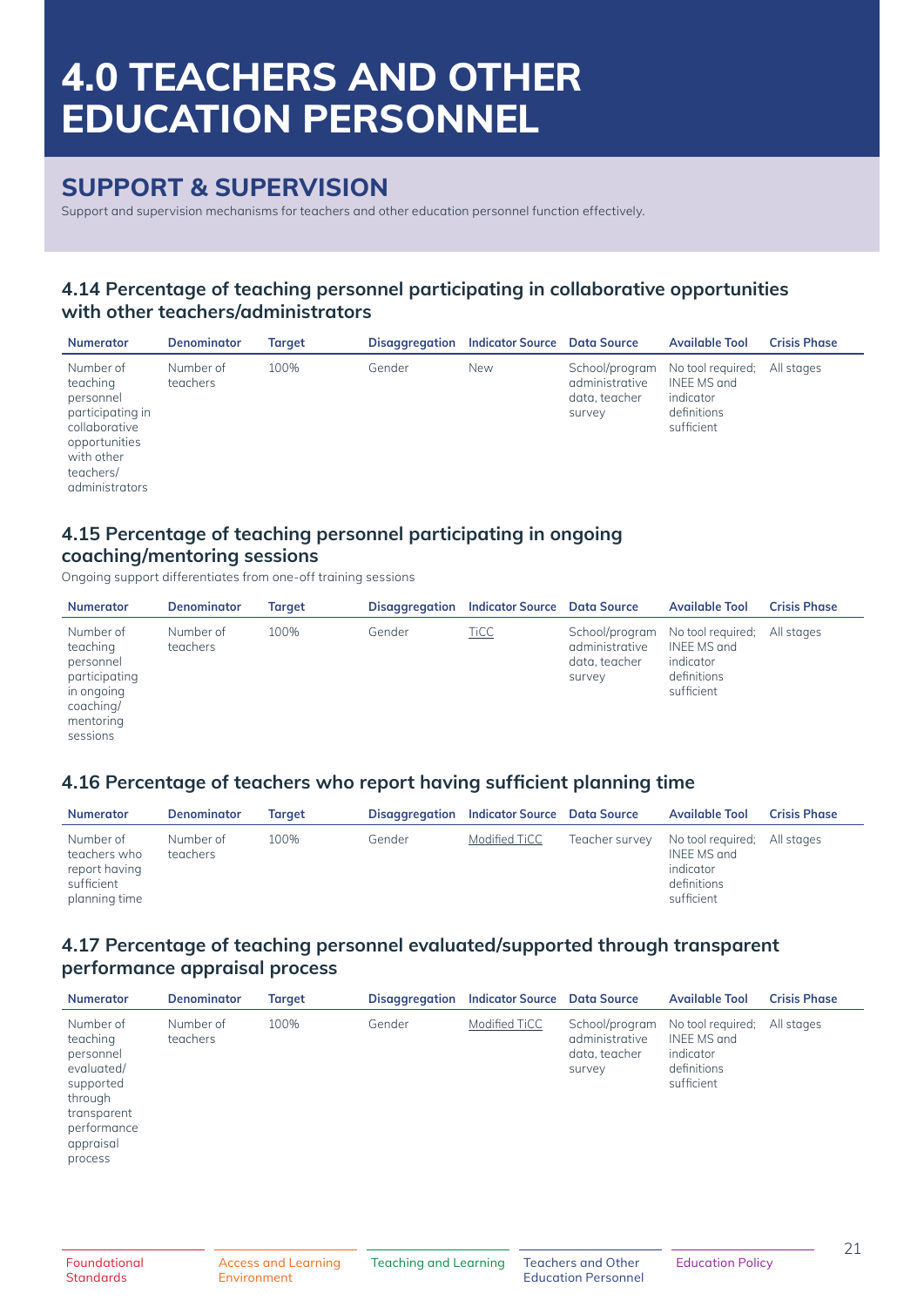# 4.0 TEACHERS AND OTHER EDUCATION PERSONNEL

## SUPPORT & SUPERVISION

Support and supervision mechanisms for teachers and other education personnel function effectively.

### 4.14 Percentage of teaching personnel participating in collaborative opportunities with other teachers/administrators

| Numerator | Denominator | Target | Disaggregation | Indicator Source | Data Source | Available Tool | Crisis Phase |
|---|---|---|---|---|---|---|---|
| Number of teaching personnel participating in collaborative opportunities with other teachers/administrators | Number of teachers | 100% | Gender | New | School/program administrative data, teacher survey | No tool required; INEE MS and indicator definitions sufficient | All stages |

### 4.15 Percentage of teaching personnel participating in ongoing coaching/mentoring sessions

Ongoing support differentiates from one-off training sessions

| Numerator | Denominator | Target | Disaggregation | Indicator Source | Data Source | Available Tool | Crisis Phase |
|---|---|---|---|---|---|---|---|
| Number of teaching personnel participating in ongoing coaching/mentoring sessions | Number of teachers | 100% | Gender | TiCC | School/program administrative data, teacher survey | No tool required; INEE MS and indicator definitions sufficient | All stages |

### 4.16 Percentage of teachers who report having sufficient planning time

| Numerator | Denominator | Target | Disaggregation | Indicator Source | Data Source | Available Tool | Crisis Phase |
|---|---|---|---|---|---|---|---|
| Number of teachers who report having sufficient planning time | Number of teachers | 100% | Gender | Modified TiCC | Teacher survey | No tool required; INEE MS and indicator definitions sufficient | All stages |

### 4.17 Percentage of teaching personnel evaluated/supported through transparent performance appraisal process

| Numerator | Denominator | Target | Disaggregation | Indicator Source | Data Source | Available Tool | Crisis Phase |
|---|---|---|---|---|---|---|---|
| Number of teaching personnel evaluated/supported through transparent performance appraisal process | Number of teachers | 100% | Gender | Modified TiCC | School/program administrative data, teacher survey | No tool required; INEE MS and indicator definitions sufficient | All stages |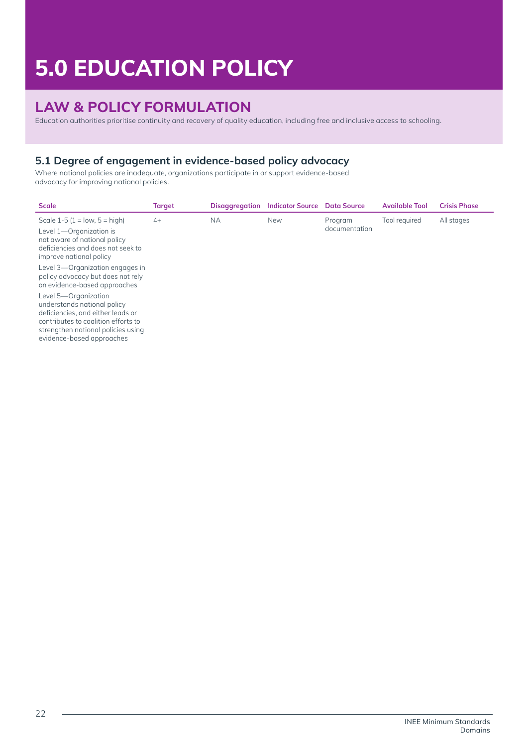# 5.0 EDUCATION POLICY

## LAW & POLICY FORMULATION

Education authorities prioritise continuity and recovery of quality education, including free and inclusive access to schooling.

### 5.1 Degree of engagement in evidence-based policy advocacy

Where national policies are inadequate, organizations participate in or support evidence-based advocacy for improving national policies.

| Scale | Target | Disaggregation | Indicator Source | Data Source | Available Tool | Crisis Phase |
|---|---|---|---|---|---|---|
| Scale 1-5 (1 = low, 5 = high)<br>Level 1—Organization is not aware of national policy deficiencies and does not seek to improve national policy<br>Level 3—Organization engages in policy advocacy but does not rely on evidence-based approaches<br>Level 5—Organization understands national policy deficiencies, and either leads or contributes to coalition efforts to strengthen national policies using evidence-based approaches | 4+ | NA | New | Program documentation | Tool required | All stages |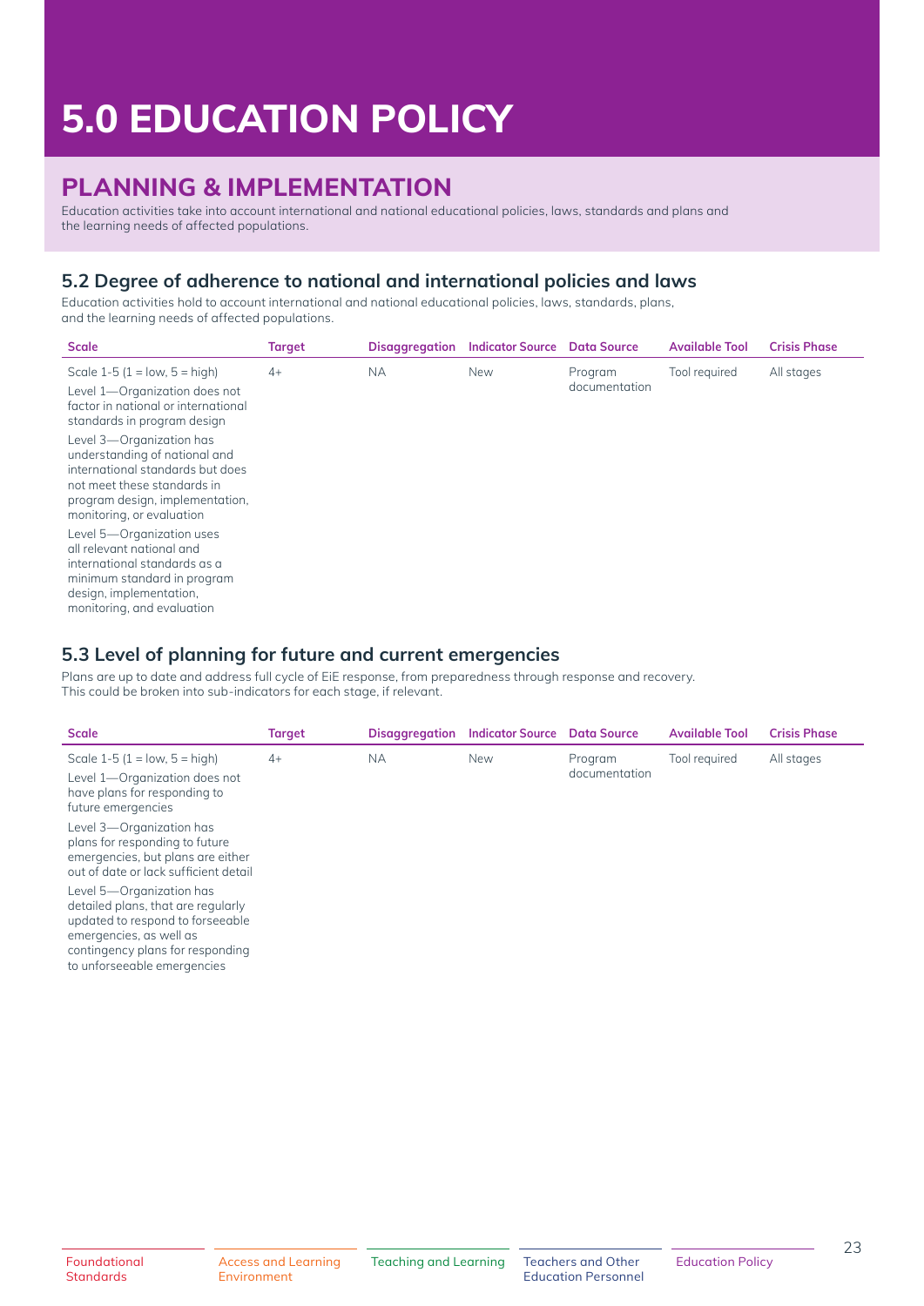# 5.0 EDUCATION POLICY

## PLANNING & IMPLEMENTATION

Education activities take into account international and national educational policies, laws, standards and plans and the learning needs of affected populations.

### 5.2 Degree of adherence to national and international policies and laws

Education activities hold to account international and national educational policies, laws, standards, plans, and the learning needs of affected populations.

| Scale | Target | Disaggregation | Indicator Source | Data Source | Available Tool | Crisis Phase |
|---|---|---|---|---|---|---|
| Scale 1-5 (1 = low, 5 = high)<br>Level 1—Organization does not factor in national or international standards in program design<br>Level 3—Organization has understanding of national and international standards but does not meet these standards in program design, implementation, monitoring, or evaluation<br>Level 5—Organization uses all relevant national and international standards as a minimum standard in program design, implementation, monitoring, and evaluation | 4+ | NA | New | Program documentation | Tool required | All stages |

### 5.3 Level of planning for future and current emergencies

Plans are up to date and address full cycle of EiE response, from preparedness through response and recovery. This could be broken into sub-indicators for each stage, if relevant.

| Scale | Target | Disaggregation | Indicator Source | Data Source | Available Tool | Crisis Phase |
|---|---|---|---|---|---|---|
| Scale 1-5 (1 = low, 5 = high)<br>Level 1—Organization does not have plans for responding to future emergencies<br>Level 3—Organization has plans for responding to future emergencies, but plans are either out of date or lack sufficient detail<br>Level 5—Organization has detailed plans, that are regularly updated to respond to forseeable emergencies, as well as contingency plans for responding to unforseeable emergencies | 4+ | NA | New | Program documentation | Tool required | All stages |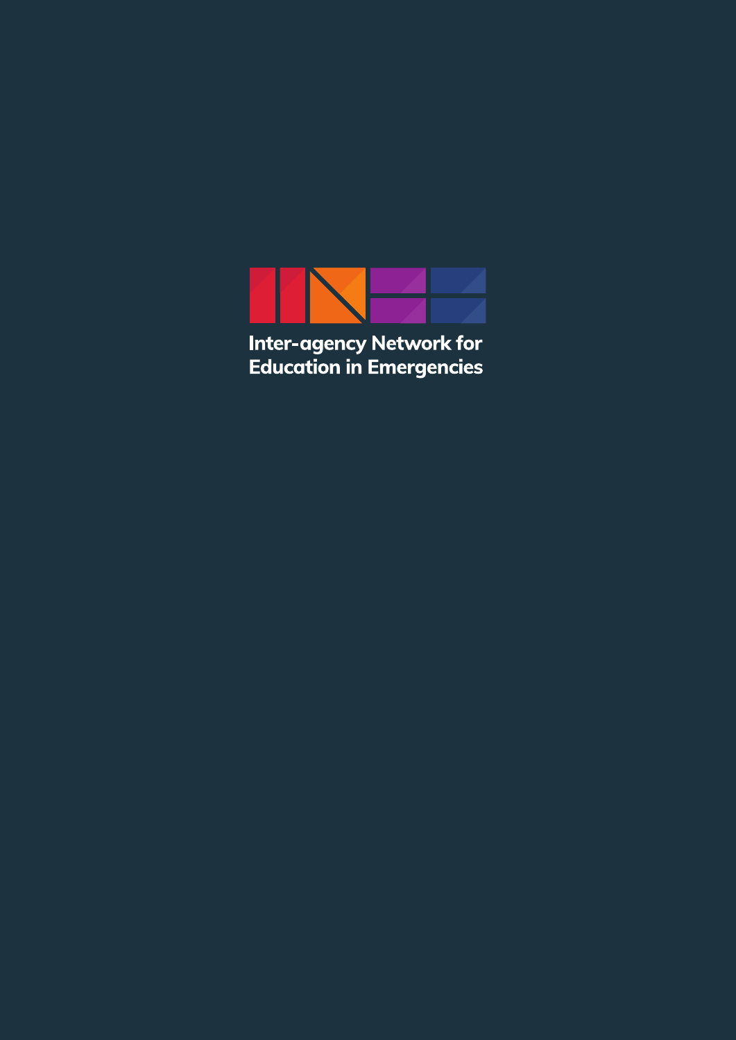Inter-agency Network for Education in Emergencies